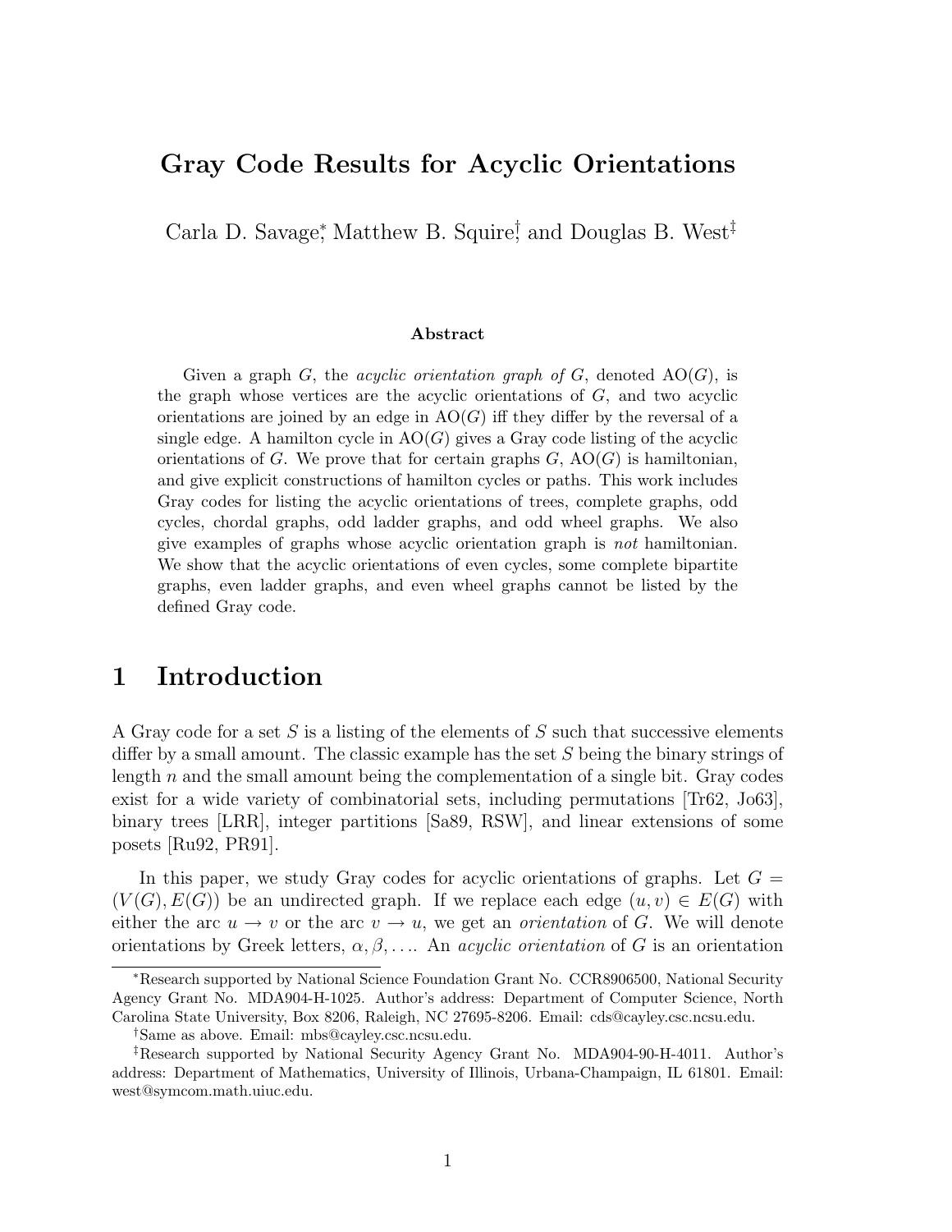# Gray Code Results for Acyclic Orientations

Carla D. Savage[*], Matthew B. Squire[†], and Douglas B. West[‡]

### Abstract

Given a graph $G$, the *acyclic orientation graph of* $G$, denoted $\mathrm{AO}(G)$, is the graph whose vertices are the acyclic orientations of $G$, and two acyclic orientations are joined by an edge in $\mathrm{AO}(G)$ iff they differ by the reversal of a single edge. A hamilton cycle in $\mathrm{AO}(G)$ gives a Gray code listing of the acyclic orientations of $G$. We prove that for certain graphs $G$, $\mathrm{AO}(G)$ is hamiltonian, and give explicit constructions of hamilton cycles or paths. This work includes Gray codes for listing the acyclic orientations of trees, complete graphs, odd cycles, chordal graphs, odd ladder graphs, and odd wheel graphs. We also give examples of graphs whose acyclic orientation graph is *not* hamiltonian. We show that the acyclic orientations of even cycles, some complete bipartite graphs, even ladder graphs, and even wheel graphs cannot be listed by the defined Gray code.

## 1 Introduction

A Gray code for a set $S$ is a listing of the elements of $S$ such that successive elements differ by a small amount. The classic example has the set $S$ being the binary strings of length $n$ and the small amount being the complementation of a single bit. Gray codes exist for a wide variety of combinatorial sets, including permutations [Tr62, Jo63], binary trees [LRR], integer partitions [Sa89, RSW], and linear extensions of some posets [Ru92, PR91].

In this paper, we study Gray codes for acyclic orientations of graphs. Let $G = (V(G), E(G))$ be an undirected graph. If we replace each edge $(u, v) \in E(G)$ with either the arc $u \to v$ or the arc $v \to u$, we get an *orientation* of $G$. We will denote orientations by Greek letters, $\alpha, \beta, \ldots$. An *acyclic orientation* of $G$ is an orientation

---

[*] Research supported by National Science Foundation Grant No. CCR8906500, National Security Agency Grant No. MDA904-H-1025. Author's address: Department of Computer Science, North Carolina State University, Box 8206, Raleigh, NC 27695-8206. Email: cds@cayley.csc.ncsu.edu.

[†] Same as above. Email: mbs@cayley.csc.ncsu.edu.

[‡] Research supported by National Security Agency Grant No. MDA904-90-H-4011. Author's address: Department of Mathematics, University of Illinois, Urbana-Champaign, IL 61801. Email: west@symcom.math.uiuc.edu.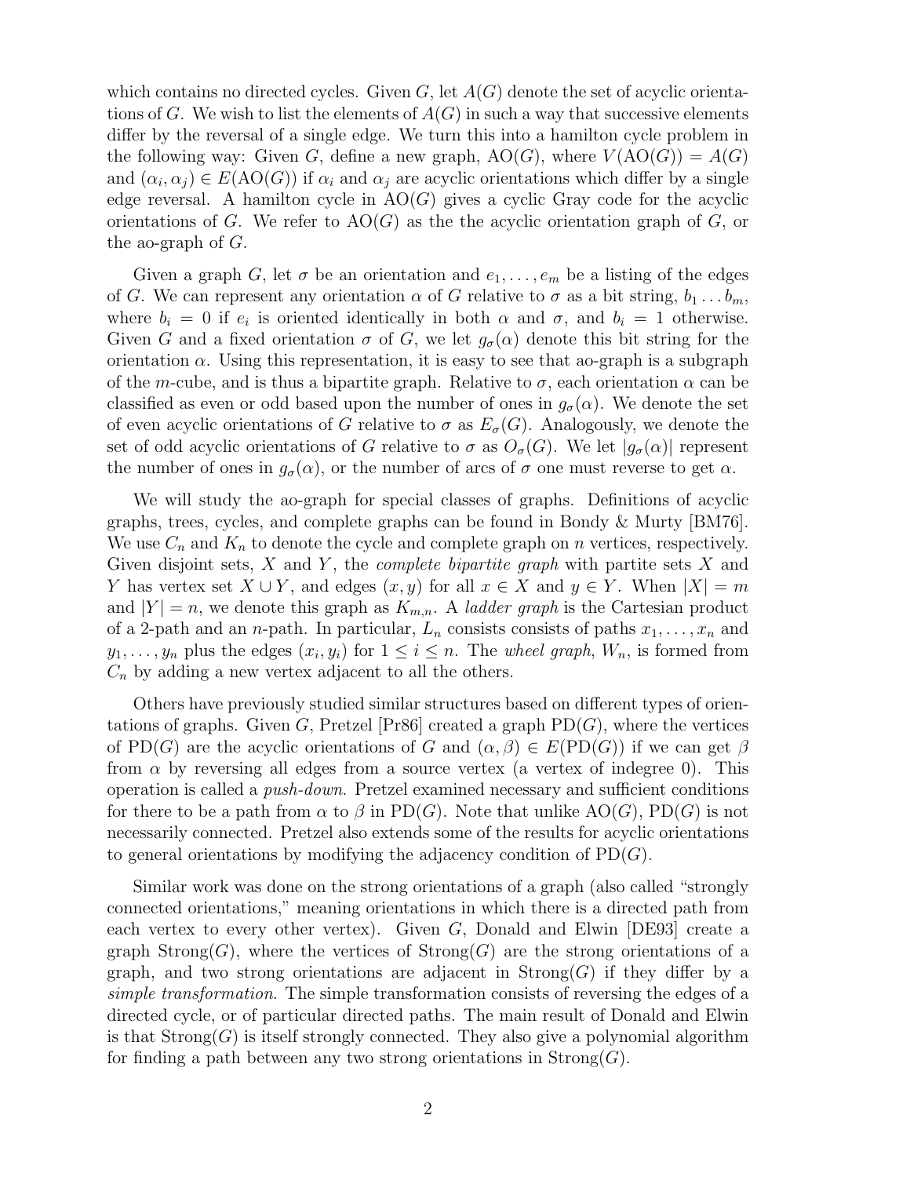which contains no directed cycles. Given $G$, let $A(G)$ denote the set of acyclic orientations of $G$. We wish to list the elements of $A(G)$ in such a way that successive elements differ by the reversal of a single edge. We turn this into a hamilton cycle problem in the following way: Given $G$, define a new graph, $\mathrm{AO}(G)$, where $V(\mathrm{AO}(G)) = A(G)$ and $(\alpha_i, \alpha_j) \in E(\mathrm{AO}(G))$ if $\alpha_i$ and $\alpha_j$ are acyclic orientations which differ by a single edge reversal. A hamilton cycle in $\mathrm{AO}(G)$ gives a cyclic Gray code for the acyclic orientations of $G$. We refer to $\mathrm{AO}(G)$ as the the acyclic orientation graph of $G$, or the ao-graph of $G$.

Given a graph $G$, let $\sigma$ be an orientation and $e_1, \ldots, e_m$ be a listing of the edges of $G$. We can represent any orientation $\alpha$ of $G$ relative to $\sigma$ as a bit string, $b_1 \ldots b_m$, where $b_i = 0$ if $e_i$ is oriented identically in both $\alpha$ and $\sigma$, and $b_i = 1$ otherwise. Given $G$ and a fixed orientation $\sigma$ of $G$, we let $g_\sigma(\alpha)$ denote this bit string for the orientation $\alpha$. Using this representation, it is easy to see that ao-graph is a subgraph of the $m$-cube, and is thus a bipartite graph. Relative to $\sigma$, each orientation $\alpha$ can be classified as even or odd based upon the number of ones in $g_\sigma(\alpha)$. We denote the set of even acyclic orientations of $G$ relative to $\sigma$ as $E_\sigma(G)$. Analogously, we denote the set of odd acyclic orientations of $G$ relative to $\sigma$ as $O_\sigma(G)$. We let $|g_\sigma(\alpha)|$ represent the number of ones in $g_\sigma(\alpha)$, or the number of arcs of $\sigma$ one must reverse to get $\alpha$.

We will study the ao-graph for special classes of graphs. Definitions of acyclic graphs, trees, cycles, and complete graphs can be found in Bondy & Murty [BM76]. We use $C_n$ and $K_n$ to denote the cycle and complete graph on $n$ vertices, respectively. Given disjoint sets, $X$ and $Y$, the *complete bipartite graph* with partite sets $X$ and $Y$ has vertex set $X \cup Y$, and edges $(x, y)$ for all $x \in X$ and $y \in Y$. When $|X| = m$ and $|Y| = n$, we denote this graph as $K_{m,n}$. A *ladder graph* is the Cartesian product of a 2-path and an $n$-path. In particular, $L_n$ consists consists of paths $x_1, \ldots, x_n$ and $y_1, \ldots, y_n$ plus the edges $(x_i, y_i)$ for $1 \leq i \leq n$. The *wheel graph*, $W_n$, is formed from $C_n$ by adding a new vertex adjacent to all the others.

Others have previously studied similar structures based on different types of orientations of graphs. Given $G$, Pretzel [Pr86] created a graph $\mathrm{PD}(G)$, where the vertices of $\mathrm{PD}(G)$ are the acyclic orientations of $G$ and $(\alpha, \beta) \in E(\mathrm{PD}(G))$ if we can get $\beta$ from $\alpha$ by reversing all edges from a source vertex (a vertex of indegree 0). This operation is called a *push-down*. Pretzel examined necessary and sufficient conditions for there to be a path from $\alpha$ to $\beta$ in $\mathrm{PD}(G)$. Note that unlike $\mathrm{AO}(G)$, $\mathrm{PD}(G)$ is not necessarily connected. Pretzel also extends some of the results for acyclic orientations to general orientations by modifying the adjacency condition of $\mathrm{PD}(G)$.

Similar work was done on the strong orientations of a graph (also called "strongly connected orientations," meaning orientations in which there is a directed path from each vertex to every other vertex). Given $G$, Donald and Elwin [DE93] create a graph $\mathrm{Strong}(G)$, where the vertices of $\mathrm{Strong}(G)$ are the strong orientations of a graph, and two strong orientations are adjacent in $\mathrm{Strong}(G)$ if they differ by a *simple transformation*. The simple transformation consists of reversing the edges of a directed cycle, or of particular directed paths. The main result of Donald and Elwin is that $\mathrm{Strong}(G)$ is itself strongly connected. They also give a polynomial algorithm for finding a path between any two strong orientations in $\mathrm{Strong}(G)$.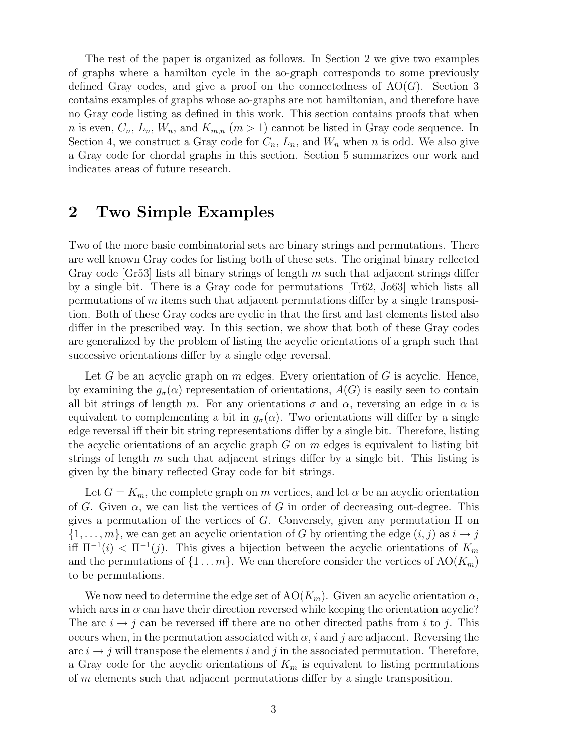The rest of the paper is organized as follows. In Section 2 we give two examples of graphs where a hamilton cycle in the ao-graph corresponds to some previously defined Gray codes, and give a proof on the connectedness of $\mathrm{AO}(G)$. Section 3 contains examples of graphs whose ao-graphs are not hamiltonian, and therefore have no Gray code listing as defined in this work. This section contains proofs that when $n$ is even, $C_n$, $L_n$, $W_n$, and $K_{m,n}$ $(m > 1)$ cannot be listed in Gray code sequence. In Section 4, we construct a Gray code for $C_n$, $L_n$, and $W_n$ when $n$ is odd. We also give a Gray code for chordal graphs in this section. Section 5 summarizes our work and indicates areas of future research.

## 2 Two Simple Examples

Two of the more basic combinatorial sets are binary strings and permutations. There are well known Gray codes for listing both of these sets. The original binary reflected Gray code [Gr53] lists all binary strings of length $m$ such that adjacent strings differ by a single bit. There is a Gray code for permutations [Tr62, Jo63] which lists all permutations of $m$ items such that adjacent permutations differ by a single transposition. Both of these Gray codes are cyclic in that the first and last elements listed also differ in the prescribed way. In this section, we show that both of these Gray codes are generalized by the problem of listing the acyclic orientations of a graph such that successive orientations differ by a single edge reversal.

Let $G$ be an acyclic graph on $m$ edges. Every orientation of $G$ is acyclic. Hence, by examining the $g_\sigma(\alpha)$ representation of orientations, $A(G)$ is easily seen to contain all bit strings of length $m$. For any orientations $\sigma$ and $\alpha$, reversing an edge in $\alpha$ is equivalent to complementing a bit in $g_\sigma(\alpha)$. Two orientations will differ by a single edge reversal iff their bit string representations differ by a single bit. Therefore, listing the acyclic orientations of an acyclic graph $G$ on $m$ edges is equivalent to listing bit strings of length $m$ such that adjacent strings differ by a single bit. This listing is given by the binary reflected Gray code for bit strings.

Let $G = K_m$, the complete graph on $m$ vertices, and let $\alpha$ be an acyclic orientation of $G$. Given $\alpha$, we can list the vertices of $G$ in order of decreasing out-degree. This gives a permutation of the vertices of $G$. Conversely, given any permutation $\Pi$ on $\{1, \ldots, m\}$, we can get an acyclic orientation of $G$ by orienting the edge $(i, j)$ as $i \to j$ iff $\Pi^{-1}(i) < \Pi^{-1}(j)$. This gives a bijection between the acyclic orientations of $K_m$ and the permutations of $\{1 \ldots m\}$. We can therefore consider the vertices of $\mathrm{AO}(K_m)$ to be permutations.

We now need to determine the edge set of $\mathrm{AO}(K_m)$. Given an acyclic orientation $\alpha$, which arcs in $\alpha$ can have their direction reversed while keeping the orientation acyclic? The arc $i \to j$ can be reversed iff there are no other directed paths from $i$ to $j$. This occurs when, in the permutation associated with $\alpha$, $i$ and $j$ are adjacent. Reversing the arc $i \to j$ will transpose the elements $i$ and $j$ in the associated permutation. Therefore, a Gray code for the acyclic orientations of $K_m$ is equivalent to listing permutations of $m$ elements such that adjacent permutations differ by a single transposition.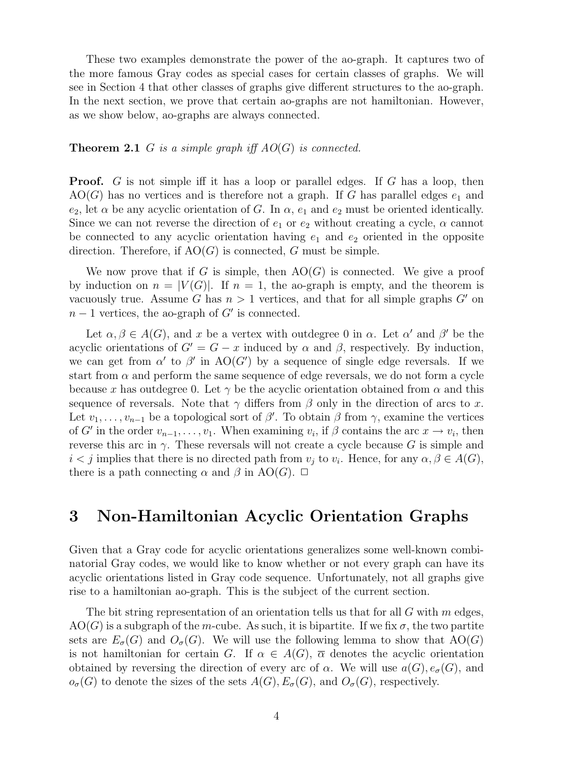These two examples demonstrate the power of the ao-graph. It captures two of the more famous Gray codes as special cases for certain classes of graphs. We will see in Section 4 that other classes of graphs give different structures to the ao-graph. In the next section, we prove that certain ao-graphs are not hamiltonian. However, as we show below, ao-graphs are always connected.

**Theorem 2.1** *$G$ is a simple graph iff AO($G$) is connected.*

**Proof.** $G$ is not simple iff it has a loop or parallel edges. If $G$ has a loop, then AO($G$) has no vertices and is therefore not a graph. If $G$ has parallel edges $e_1$ and $e_2$, let $\alpha$ be any acyclic orientation of $G$. In $\alpha$, $e_1$ and $e_2$ must be oriented identically. Since we can not reverse the direction of $e_1$ or $e_2$ without creating a cycle, $\alpha$ cannot be connected to any acyclic orientation having $e_1$ and $e_2$ oriented in the opposite direction. Therefore, if AO($G$) is connected, $G$ must be simple.

We now prove that if $G$ is simple, then AO($G$) is connected. We give a proof by induction on $n = |V(G)|$. If $n = 1$, the ao-graph is empty, and the theorem is vacuously true. Assume $G$ has $n > 1$ vertices, and that for all simple graphs $G'$ on $n-1$ vertices, the ao-graph of $G'$ is connected.

Let $\alpha, \beta \in A(G)$, and $x$ be a vertex with outdegree 0 in $\alpha$. Let $\alpha'$ and $\beta'$ be the acyclic orientations of $G' = G - x$ induced by $\alpha$ and $\beta$, respectively. By induction, we can get from $\alpha'$ to $\beta'$ in AO($G'$) by a sequence of single edge reversals. If we start from $\alpha$ and perform the same sequence of edge reversals, we do not form a cycle because $x$ has outdegree 0. Let $\gamma$ be the acyclic orientation obtained from $\alpha$ and this sequence of reversals. Note that $\gamma$ differs from $\beta$ only in the direction of arcs to $x$. Let $v_1, \ldots, v_{n-1}$ be a topological sort of $\beta'$. To obtain $\beta$ from $\gamma$, examine the vertices of $G'$ in the order $v_{n-1}, \ldots, v_1$. When examining $v_i$, if $\beta$ contains the arc $x \to v_i$, then reverse this arc in $\gamma$. These reversals will not create a cycle because $G$ is simple and $i < j$ implies that there is no directed path from $v_j$ to $v_i$. Hence, for any $\alpha, \beta \in A(G)$, there is a path connecting $\alpha$ and $\beta$ in AO($G$). $\Box$

# 3 Non-Hamiltonian Acyclic Orientation Graphs

Given that a Gray code for acyclic orientations generalizes some well-known combinatorial Gray codes, we would like to know whether or not every graph can have its acyclic orientations listed in Gray code sequence. Unfortunately, not all graphs give rise to a hamiltonian ao-graph. This is the subject of the current section.

The bit string representation of an orientation tells us that for all $G$ with $m$ edges, AO($G$) is a subgraph of the $m$-cube. As such, it is bipartite. If we fix $\sigma$, the two partite sets are $E_\sigma(G)$ and $O_\sigma(G)$. We will use the following lemma to show that AO($G$) is not hamiltonian for certain $G$. If $\alpha \in A(G)$, $\overline{\alpha}$ denotes the acyclic orientation obtained by reversing the direction of every arc of $\alpha$. We will use $a(G), e_\sigma(G)$, and $o_\sigma(G)$ to denote the sizes of the sets $A(G), E_\sigma(G)$, and $O_\sigma(G)$, respectively.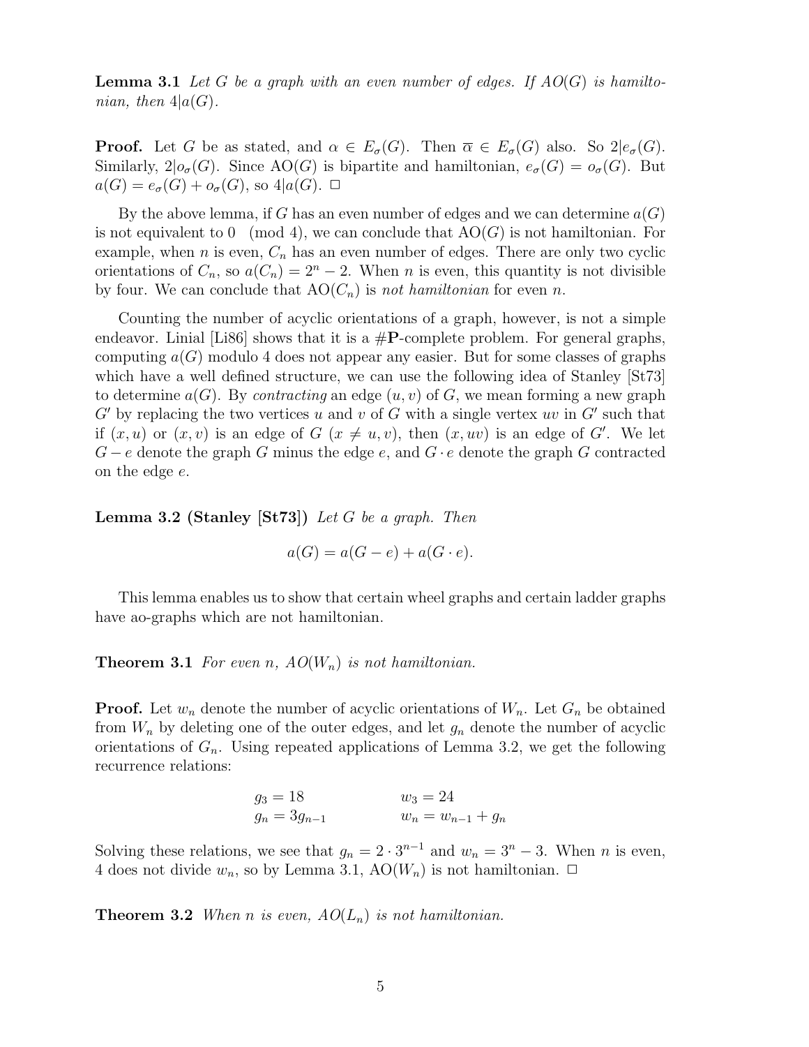**Lemma 3.1** *Let $G$ be a graph with an even number of edges. If $AO(G)$ is hamiltonian, then $4|a(G)$.*

**Proof.** Let $G$ be as stated, and $\alpha \in E_\sigma(G)$. Then $\overline{\alpha} \in E_\sigma(G)$ also. So $2|e_\sigma(G)$. Similarly, $2|o_\sigma(G)$. Since AO$(G)$ is bipartite and hamiltonian, $e_\sigma(G) = o_\sigma(G)$. But $a(G) = e_\sigma(G) + o_\sigma(G)$, so $4|a(G)$. □

By the above lemma, if $G$ has an even number of edges and we can determine $a(G)$ is not equivalent to $0 \pmod 4$, we can conclude that AO$(G)$ is not hamiltonian. For example, when $n$ is even, $C_n$ has an even number of edges. There are only two cyclic orientations of $C_n$, so $a(C_n) = 2^n - 2$. When $n$ is even, this quantity is not divisible by four. We can conclude that AO$(C_n)$ is *not hamiltonian* for even $n$.

Counting the number of acyclic orientations of a graph, however, is not a simple endeavor. Linial [Li86] shows that it is a **#P**-complete problem. For general graphs, computing $a(G)$ modulo 4 does not appear any easier. But for some classes of graphs which have a well defined structure, we can use the following idea of Stanley [St73] to determine $a(G)$. By *contracting* an edge $(u, v)$ of $G$, we mean forming a new graph $G'$ by replacing the two vertices $u$ and $v$ of $G$ with a single vertex $uv$ in $G'$ such that if $(x, u)$ or $(x, v)$ is an edge of $G$ ($x \neq u, v$), then $(x, uv)$ is an edge of $G'$. We let $G - e$ denote the graph $G$ minus the edge $e$, and $G \cdot e$ denote the graph $G$ contracted on the edge $e$.

**Lemma 3.2 (Stanley [St73])** *Let $G$ be a graph. Then*

$$a(G) = a(G - e) + a(G \cdot e).$$

This lemma enables us to show that certain wheel graphs and certain ladder graphs have ao-graphs which are not hamiltonian.

**Theorem 3.1** *For even $n$, $AO(W_n)$ is not hamiltonian.*

**Proof.** Let $w_n$ denote the number of acyclic orientations of $W_n$. Let $G_n$ be obtained from $W_n$ by deleting one of the outer edges, and let $g_n$ denote the number of acyclic orientations of $G_n$. Using repeated applications of Lemma 3.2, we get the following recurrence relations:

$$\begin{aligned} g_3 &= 18 \qquad & w_3 &= 24 \\ g_n &= 3g_{n-1} \qquad & w_n &= w_{n-1} + g_n \end{aligned}$$

Solving these relations, we see that $g_n = 2 \cdot 3^{n-1}$ and $w_n = 3^n - 3$. When $n$ is even, 4 does not divide $w_n$, so by Lemma 3.1, AO$(W_n)$ is not hamiltonian. □

**Theorem 3.2** *When $n$ is even, $AO(L_n)$ is not hamiltonian.*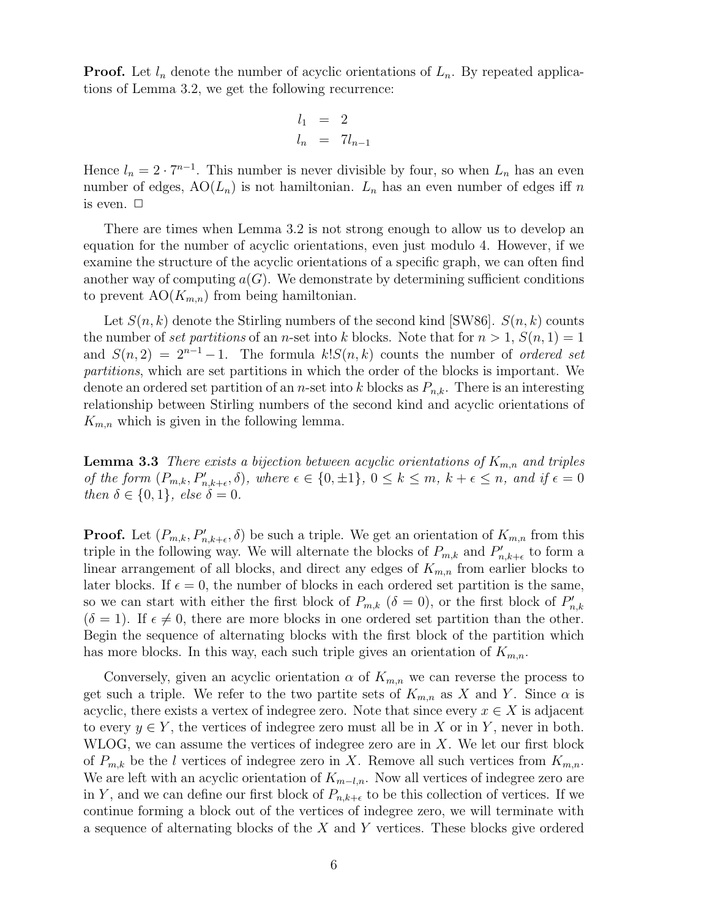**Proof.** Let $l_n$ denote the number of acyclic orientations of $L_n$. By repeated applications of Lemma 3.2, we get the following recurrence:

$$
\begin{aligned}
l_1 &= 2 \\
l_n &= 7l_{n-1}
\end{aligned}
$$

Hence $l_n = 2 \cdot 7^{n-1}$. This number is never divisible by four, so when $L_n$ has an even number of edges, $\mathrm{AO}(L_n)$ is not hamiltonian. $L_n$ has an even number of edges iff $n$ is even. □

There are times when Lemma 3.2 is not strong enough to allow us to develop an equation for the number of acyclic orientations, even just modulo 4. However, if we examine the structure of the acyclic orientations of a specific graph, we can often find another way of computing $a(G)$. We demonstrate by determining sufficient conditions to prevent $\mathrm{AO}(K_{m,n})$ from being hamiltonian.

Let $S(n, k)$ denote the Stirling numbers of the second kind [SW86]. $S(n, k)$ counts the number of *set partitions* of an $n$-set into $k$ blocks. Note that for $n > 1$, $S(n, 1) = 1$ and $S(n, 2) = 2^{n-1} - 1$. The formula $k!S(n, k)$ counts the number of *ordered set partitions*, which are set partitions in which the order of the blocks is important. We denote an ordered set partition of an $n$-set into $k$ blocks as $P_{n,k}$. There is an interesting relationship between Stirling numbers of the second kind and acyclic orientations of $K_{m,n}$ which is given in the following lemma.

**Lemma 3.3** *There exists a bijection between acyclic orientations of $K_{m,n}$ and triples of the form $(P_{m,k}, P'_{n,k+\epsilon}, \delta)$, where $\epsilon \in \{0, \pm 1\}$, $0 \le k \le m$, $k + \epsilon \le n$, and if $\epsilon = 0$ then $\delta \in \{0, 1\}$, else $\delta = 0$.*

**Proof.** Let $(P_{m,k}, P'_{n,k+\epsilon}, \delta)$ be such a triple. We get an orientation of $K_{m,n}$ from this triple in the following way. We will alternate the blocks of $P_{m,k}$ and $P'_{n,k+\epsilon}$ to form a linear arrangement of all blocks, and direct any edges of $K_{m,n}$ from earlier blocks to later blocks. If $\epsilon = 0$, the number of blocks in each ordered set partition is the same, so we can start with either the first block of $P_{m,k}$ ($\delta = 0$), or the first block of $P'_{n,k}$ ($\delta = 1$). If $\epsilon \neq 0$, there are more blocks in one ordered set partition than the other. Begin the sequence of alternating blocks with the first block of the partition which has more blocks. In this way, each such triple gives an orientation of $K_{m,n}$.

Conversely, given an acyclic orientation $\alpha$ of $K_{m,n}$ we can reverse the process to get such a triple. We refer to the two partite sets of $K_{m,n}$ as $X$ and $Y$. Since $\alpha$ is acyclic, there exists a vertex of indegree zero. Note that since every $x \in X$ is adjacent to every $y \in Y$, the vertices of indegree zero must all be in $X$ or in $Y$, never in both. WLOG, we can assume the vertices of indegree zero are in $X$. We let our first block of $P_{m,k}$ be the $l$ vertices of indegree zero in $X$. Remove all such vertices from $K_{m,n}$. We are left with an acyclic orientation of $K_{m-l,n}$. Now all vertices of indegree zero are in $Y$, and we can define our first block of $P_{n,k+\epsilon}$ to be this collection of vertices. If we continue forming a block out of the vertices of indegree zero, we will terminate with a sequence of alternating blocks of the $X$ and $Y$ vertices. These blocks give ordered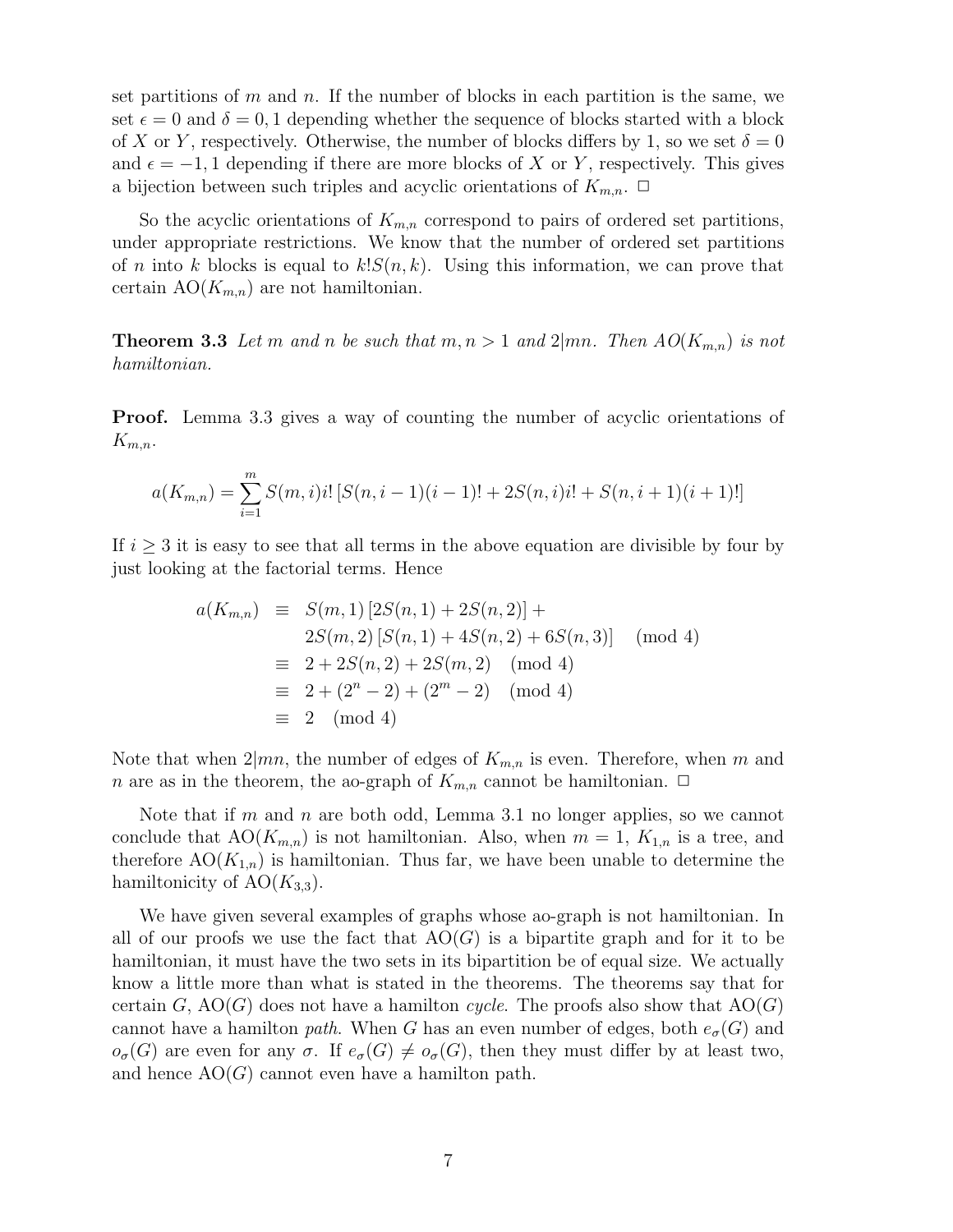set partitions of $m$ and $n$. If the number of blocks in each partition is the same, we set $\epsilon = 0$ and $\delta = 0, 1$ depending whether the sequence of blocks started with a block of $X$ or $Y$, respectively. Otherwise, the number of blocks differs by 1, so we set $\delta = 0$ and $\epsilon = -1, 1$ depending if there are more blocks of $X$ or $Y$, respectively. This gives a bijection between such triples and acyclic orientations of $K_{m,n}$. □

So the acyclic orientations of $K_{m,n}$ correspond to pairs of ordered set partitions, under appropriate restrictions. We know that the number of ordered set partitions of $n$ into $k$ blocks is equal to $k!S(n,k)$. Using this information, we can prove that certain $\mathrm{AO}(K_{m,n})$ are not hamiltonian.

**Theorem 3.3** *Let $m$ and $n$ be such that $m, n > 1$ and $2|mn$. Then $AO(K_{m,n})$ is not hamiltonian.*

**Proof.** Lemma 3.3 gives a way of counting the number of acyclic orientations of $K_{m,n}$.

$$a(K_{m,n}) = \sum_{i=1}^{m} S(m,i)i! \left[S(n,i-1)(i-1)! + 2S(n,i)i! + S(n,i+1)(i+1)!\right]$$

If $i \geq 3$ it is easy to see that all terms in the above equation are divisible by four by just looking at the factorial terms. Hence

$$\begin{aligned}
a(K_{m,n}) &\equiv S(m,1)\left[2S(n,1) + 2S(n,2)\right] + \\
&\quad\; 2S(m,2)\left[S(n,1) + 4S(n,2) + 6S(n,3)\right] \pmod 4 \\
&\equiv 2 + 2S(n,2) + 2S(m,2) \pmod 4 \\
&\equiv 2 + (2^n - 2) + (2^m - 2) \pmod 4 \\
&\equiv 2 \pmod 4
\end{aligned}$$

Note that when $2|mn$, the number of edges of $K_{m,n}$ is even. Therefore, when $m$ and $n$ are as in the theorem, the ao-graph of $K_{m,n}$ cannot be hamiltonian. □

Note that if $m$ and $n$ are both odd, Lemma 3.1 no longer applies, so we cannot conclude that $\mathrm{AO}(K_{m,n})$ is not hamiltonian. Also, when $m = 1$, $K_{1,n}$ is a tree, and therefore $\mathrm{AO}(K_{1,n})$ is hamiltonian. Thus far, we have been unable to determine the hamiltonicity of $\mathrm{AO}(K_{3,3})$.

We have given several examples of graphs whose ao-graph is not hamiltonian. In all of our proofs we use the fact that $\mathrm{AO}(G)$ is a bipartite graph and for it to be hamiltonian, it must have the two sets in its bipartition be of equal size. We actually know a little more than what is stated in the theorems. The theorems say that for certain $G$, $\mathrm{AO}(G)$ does not have a hamilton *cycle*. The proofs also show that $\mathrm{AO}(G)$ cannot have a hamilton *path*. When $G$ has an even number of edges, both $e_\sigma(G)$ and $o_\sigma(G)$ are even for any $\sigma$. If $e_\sigma(G) \neq o_\sigma(G)$, then they must differ by at least two, and hence $\mathrm{AO}(G)$ cannot even have a hamilton path.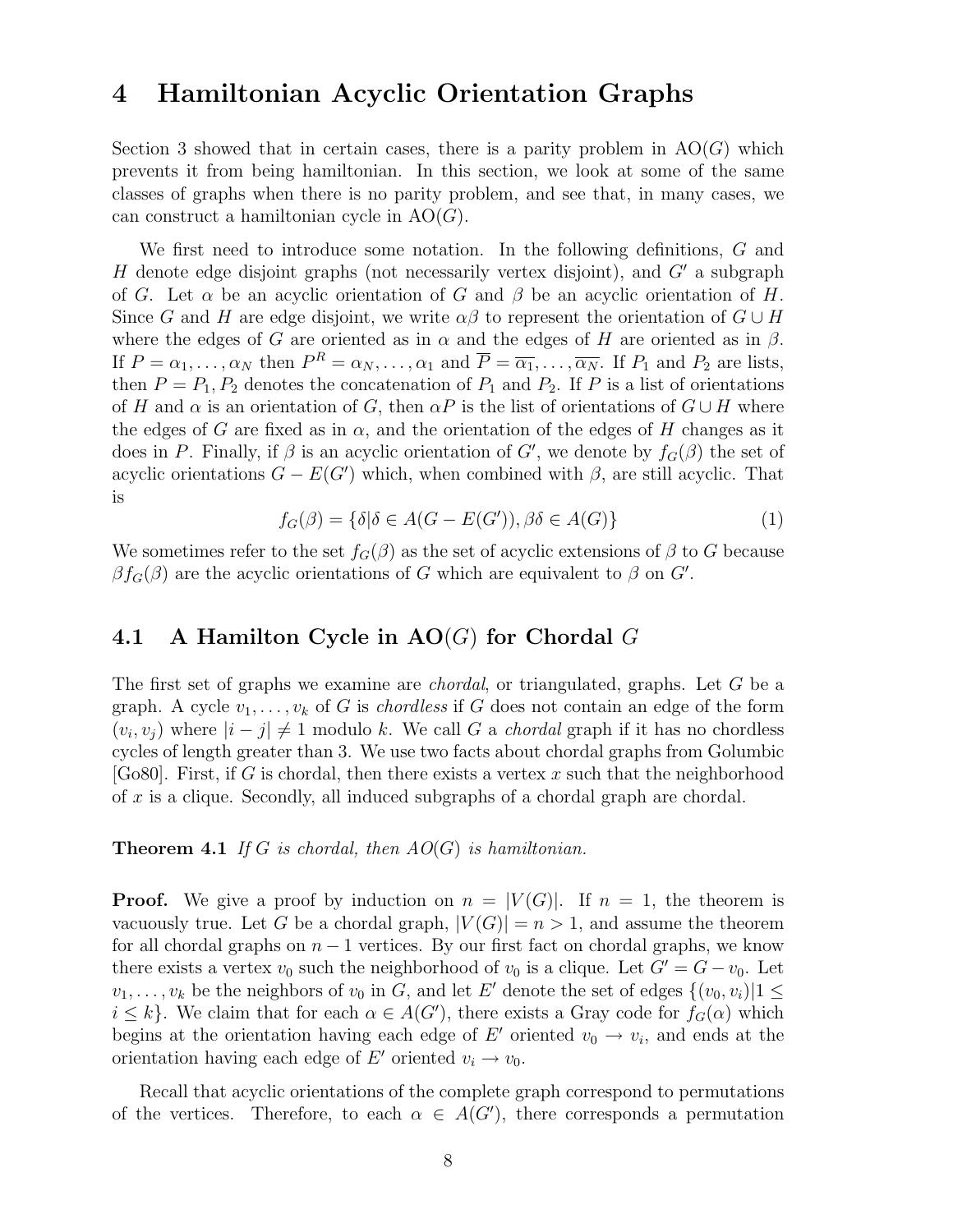# 4 Hamiltonian Acyclic Orientation Graphs

Section 3 showed that in certain cases, there is a parity problem in AO($G$) which prevents it from being hamiltonian. In this section, we look at some of the same classes of graphs when there is no parity problem, and see that, in many cases, we can construct a hamiltonian cycle in AO($G$).

We first need to introduce some notation. In the following definitions, $G$ and $H$ denote edge disjoint graphs (not necessarily vertex disjoint), and $G'$ a subgraph of $G$. Let $\alpha$ be an acyclic orientation of $G$ and $\beta$ be an acyclic orientation of $H$. Since $G$ and $H$ are edge disjoint, we write $\alpha\beta$ to represent the orientation of $G \cup H$ where the edges of $G$ are oriented as in $\alpha$ and the edges of $H$ are oriented as in $\beta$. If $P = \alpha_1, \ldots, \alpha_N$ then $P^R = \alpha_N, \ldots, \alpha_1$ and $\overline{P} = \overline{\alpha_1}, \ldots, \overline{\alpha_N}$. If $P_1$ and $P_2$ are lists, then $P = P_1, P_2$ denotes the concatenation of $P_1$ and $P_2$. If $P$ is a list of orientations of $H$ and $\alpha$ is an orientation of $G$, then $\alpha P$ is the list of orientations of $G \cup H$ where the edges of $G$ are fixed as in $\alpha$, and the orientation of the edges of $H$ changes as it does in $P$. Finally, if $\beta$ is an acyclic orientation of $G'$, we denote by $f_G(\beta)$ the set of acyclic orientations $G - E(G')$ which, when combined with $\beta$, are still acyclic. That is

$$f_G(\beta) = \{\delta | \delta \in A(G - E(G')), \beta\delta \in A(G)\} \tag{1}$$

We sometimes refer to the set $f_G(\beta)$ as the set of acyclic extensions of $\beta$ to $G$ because $\beta f_G(\beta)$ are the acyclic orientations of $G$ which are equivalent to $\beta$ on $G'$.

## 4.1 A Hamilton Cycle in AO($G$) for Chordal $G$

The first set of graphs we examine are *chordal*, or triangulated, graphs. Let $G$ be a graph. A cycle $v_1, \ldots, v_k$ of $G$ is *chordless* if $G$ does not contain an edge of the form $(v_i, v_j)$ where $|i - j| \neq 1$ modulo $k$. We call $G$ a *chordal* graph if it has no chordless cycles of length greater than 3. We use two facts about chordal graphs from Golumbic [Go80]. First, if $G$ is chordal, then there exists a vertex $x$ such that the neighborhood of $x$ is a clique. Secondly, all induced subgraphs of a chordal graph are chordal.

**Theorem 4.1** *If $G$ is chordal, then $AO(G)$ is hamiltonian.*

**Proof.** We give a proof by induction on $n = |V(G)|$. If $n = 1$, the theorem is vacuously true. Let $G$ be a chordal graph, $|V(G)| = n > 1$, and assume the theorem for all chordal graphs on $n - 1$ vertices. By our first fact on chordal graphs, we know there exists a vertex $v_0$ such the neighborhood of $v_0$ is a clique. Let $G' = G - v_0$. Let $v_1, \ldots, v_k$ be the neighbors of $v_0$ in $G$, and let $E'$ denote the set of edges $\{(v_0, v_i) | 1 \leq i \leq k\}$. We claim that for each $\alpha \in A(G')$, there exists a Gray code for $f_G(\alpha)$ which begins at the orientation having each edge of $E'$ oriented $v_0 \to v_i$, and ends at the orientation having each edge of $E'$ oriented $v_i \to v_0$.

Recall that acyclic orientations of the complete graph correspond to permutations of the vertices. Therefore, to each $\alpha \in A(G')$, there corresponds a permutation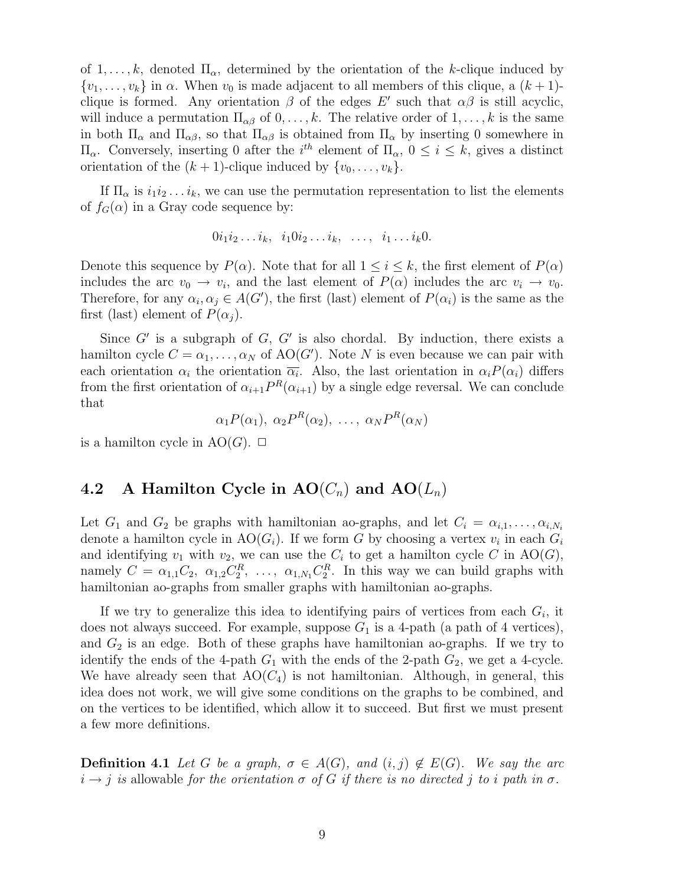of $1, \ldots, k$, denoted $\Pi_\alpha$, determined by the orientation of the $k$-clique induced by $\{v_1, \ldots, v_k\}$ in $\alpha$. When $v_0$ is made adjacent to all members of this clique, a $(k+1)$-clique is formed. Any orientation $\beta$ of the edges $E'$ such that $\alpha\beta$ is still acyclic, will induce a permutation $\Pi_{\alpha\beta}$ of $0, \ldots, k$. The relative order of $1, \ldots, k$ is the same in both $\Pi_\alpha$ and $\Pi_{\alpha\beta}$, so that $\Pi_{\alpha\beta}$ is obtained from $\Pi_\alpha$ by inserting 0 somewhere in $\Pi_\alpha$. Conversely, inserting 0 after the $i^{th}$ element of $\Pi_\alpha$, $0 \leq i \leq k$, gives a distinct orientation of the $(k+1)$-clique induced by $\{v_0, \ldots, v_k\}$.

If $\Pi_\alpha$ is $i_1 i_2 \ldots i_k$, we can use the permutation representation to list the elements of $f_G(\alpha)$ in a Gray code sequence by:

$$0 i_1 i_2 \ldots i_k, \;\; i_1 0 i_2 \ldots i_k, \;\; \ldots, \;\; i_1 \ldots i_k 0.$$

Denote this sequence by $P(\alpha)$. Note that for all $1 \leq i \leq k$, the first element of $P(\alpha)$ includes the arc $v_0 \rightarrow v_i$, and the last element of $P(\alpha)$ includes the arc $v_i \rightarrow v_0$. Therefore, for any $\alpha_i, \alpha_j \in A(G')$, the first (last) element of $P(\alpha_i)$ is the same as the first (last) element of $P(\alpha_j)$.

Since $G'$ is a subgraph of $G$, $G'$ is also chordal. By induction, there exists a hamilton cycle $C = \alpha_1, \ldots, \alpha_N$ of $\mathrm{AO}(G')$. Note $N$ is even because we can pair with each orientation $\alpha_i$ the orientation $\overline{\alpha_i}$. Also, the last orientation in $\alpha_i P(\alpha_i)$ differs from the first orientation of $\alpha_{i+1} P^R(\alpha_{i+1})$ by a single edge reversal. We can conclude that

$$\alpha_1 P(\alpha_1), \; \alpha_2 P^R(\alpha_2), \; \ldots, \; \alpha_N P^R(\alpha_N)$$

is a hamilton cycle in $\mathrm{AO}(G)$. $\Box$

## 4.2 A Hamilton Cycle in AO($C_n$) and AO($L_n$)

Let $G_1$ and $G_2$ be graphs with hamiltonian ao-graphs, and let $C_i = \alpha_{i,1}, \ldots, \alpha_{i,N_i}$ denote a hamilton cycle in $\mathrm{AO}(G_i)$. If we form $G$ by choosing a vertex $v_i$ in each $G_i$ and identifying $v_1$ with $v_2$, we can use the $C_i$ to get a hamilton cycle $C$ in $\mathrm{AO}(G)$, namely $C = \alpha_{1,1} C_2, \; \alpha_{1,2} C_2^R, \; \ldots, \; \alpha_{1,N_1} C_2^R$. In this way we can build graphs with hamiltonian ao-graphs from smaller graphs with hamiltonian ao-graphs.

If we try to generalize this idea to identifying pairs of vertices from each $G_i$, it does not always succeed. For example, suppose $G_1$ is a 4-path (a path of 4 vertices), and $G_2$ is an edge. Both of these graphs have hamiltonian ao-graphs. If we try to identify the ends of the 4-path $G_1$ with the ends of the 2-path $G_2$, we get a 4-cycle. We have already seen that $\mathrm{AO}(C_4)$ is not hamiltonian. Although, in general, this idea does not work, we will give some conditions on the graphs to be combined, and on the vertices to be identified, which allow it to succeed. But first we must present a few more definitions.

**Definition 4.1** *Let $G$ be a graph, $\sigma \in A(G)$, and $(i,j) \notin E(G)$. We say the arc $i \rightarrow j$ is* allowable *for the orientation $\sigma$ of $G$ if there is no directed $j$ to $i$ path in $\sigma$.*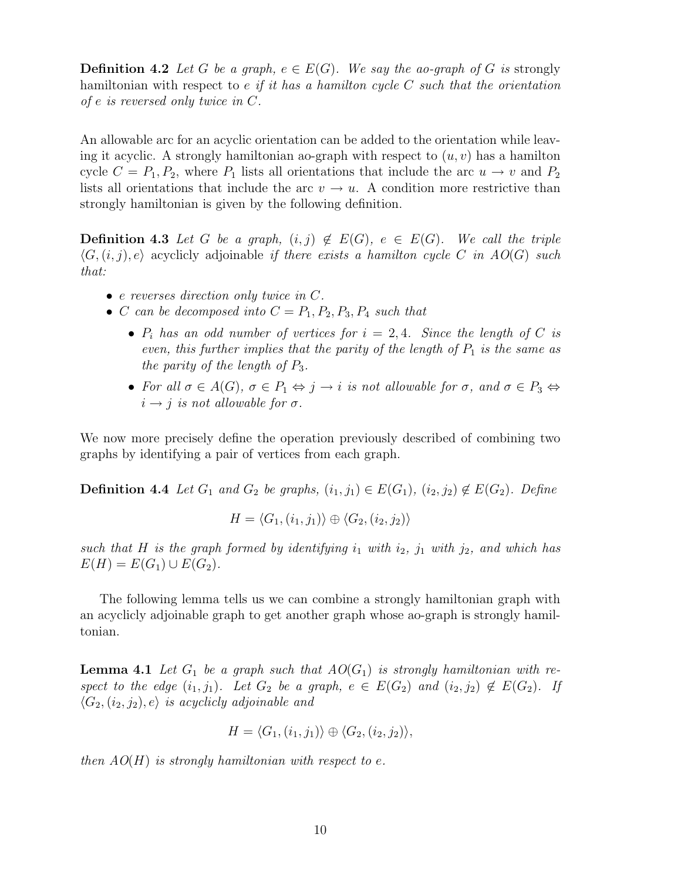**Definition 4.2** *Let $G$ be a graph, $e \in E(G)$. We say the ao-graph of $G$ is* strongly hamiltonian with respect to $e$ *if it has a hamilton cycle $C$ such that the orientation of $e$ is reversed only twice in $C$.*

An allowable arc for an acyclic orientation can be added to the orientation while leaving it acyclic. A strongly hamiltonian ao-graph with respect to $(u, v)$ has a hamilton cycle $C = P_1, P_2$, where $P_1$ lists all orientations that include the arc $u \to v$ and $P_2$ lists all orientations that include the arc $v \to u$. A condition more restrictive than strongly hamiltonian is given by the following definition.

**Definition 4.3** *Let $G$ be a graph, $(i, j) \notin E(G)$, $e \in E(G)$. We call the triple $\langle G, (i, j), e\rangle$* acyclicly adjoinable *if there exists a hamilton cycle $C$ in $AO(G)$ such that:*

- *$e$ reverses direction only twice in $C$.*
- *$C$ can be decomposed into $C = P_1, P_2, P_3, P_4$ such that*
  - *$P_i$ has an odd number of vertices for $i = 2, 4$. Since the length of $C$ is even, this further implies that the parity of the length of $P_1$ is the same as the parity of the length of $P_3$.*
  - *For all $\sigma \in A(G)$, $\sigma \in P_1 \Leftrightarrow j \to i$ is not allowable for $\sigma$, and $\sigma \in P_3 \Leftrightarrow i \to j$ is not allowable for $\sigma$.*

We now more precisely define the operation previously described of combining two graphs by identifying a pair of vertices from each graph.

**Definition 4.4** *Let $G_1$ and $G_2$ be graphs, $(i_1, j_1) \in E(G_1)$, $(i_2, j_2) \notin E(G_2)$. Define*

$$H = \langle G_1, (i_1, j_1)\rangle \oplus \langle G_2, (i_2, j_2)\rangle$$

*such that $H$ is the graph formed by identifying $i_1$ with $i_2$, $j_1$ with $j_2$, and which has $E(H) = E(G_1) \cup E(G_2)$.*

The following lemma tells us we can combine a strongly hamiltonian graph with an acyclicly adjoinable graph to get another graph whose ao-graph is strongly hamiltonian.

**Lemma 4.1** *Let $G_1$ be a graph such that $AO(G_1)$ is strongly hamiltonian with respect to the edge $(i_1, j_1)$. Let $G_2$ be a graph, $e \in E(G_2)$ and $(i_2, j_2) \notin E(G_2)$. If $\langle G_2, (i_2, j_2), e\rangle$ is acyclicly adjoinable and*

$$H = \langle G_1, (i_1, j_1)\rangle \oplus \langle G_2, (i_2, j_2)\rangle,$$

*then $AO(H)$ is strongly hamiltonian with respect to $e$.*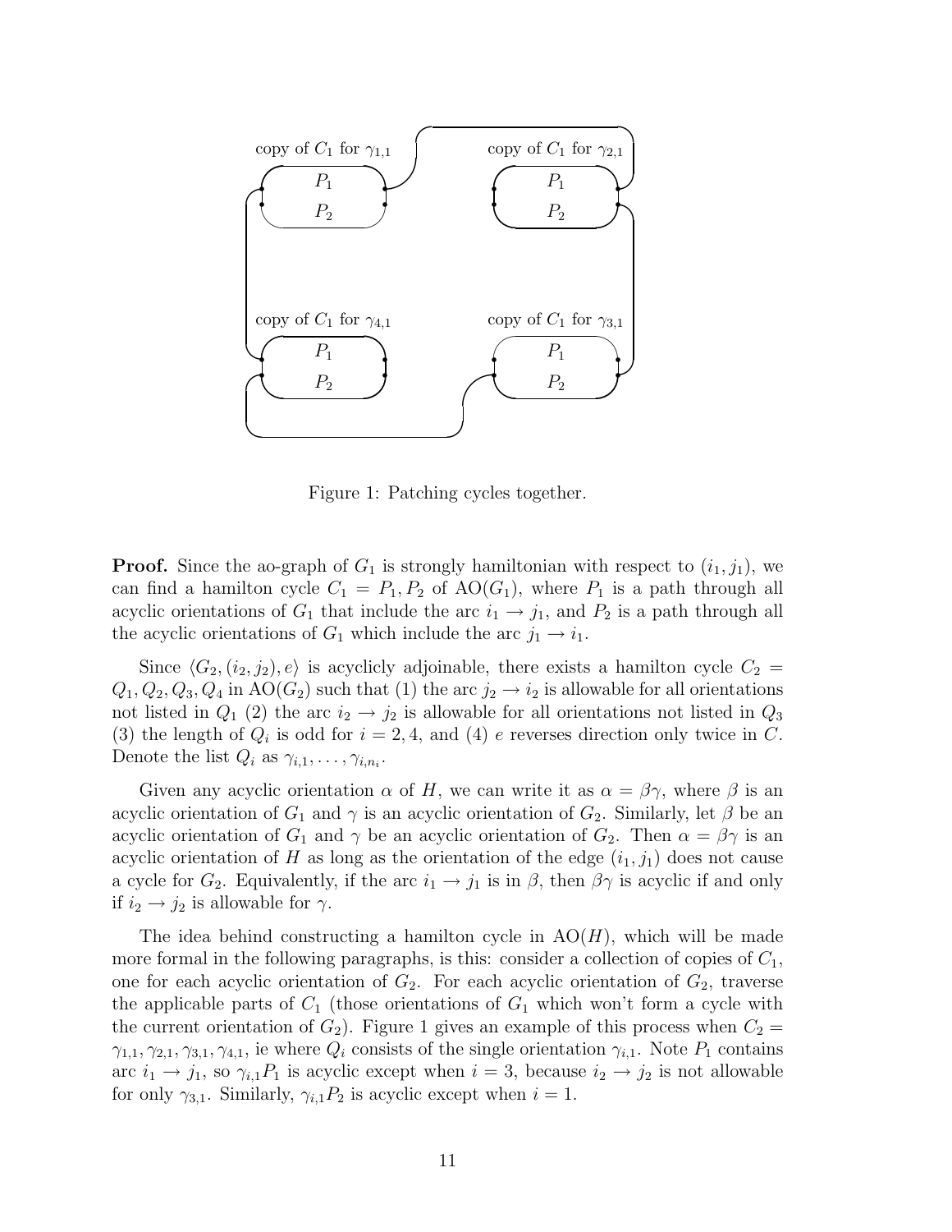Figure 1: Patching cycles together.

**Proof.** Since the ao-graph of $G_1$ is strongly hamiltonian with respect to $(i_1, j_1)$, we can find a hamilton cycle $C_1 = P_1, P_2$ of $\mathrm{AO}(G_1)$, where $P_1$ is a path through all acyclic orientations of $G_1$ that include the arc $i_1 \to j_1$, and $P_2$ is a path through all the acyclic orientations of $G_1$ which include the arc $j_1 \to i_1$.

Since $\langle G_2, (i_2, j_2), e \rangle$ is acyclicly adjoinable, there exists a hamilton cycle $C_2 = Q_1, Q_2, Q_3, Q_4$ in $\mathrm{AO}(G_2)$ such that (1) the arc $j_2 \to i_2$ is allowable for all orientations not listed in $Q_1$ (2) the arc $i_2 \to j_2$ is allowable for all orientations not listed in $Q_3$ (3) the length of $Q_i$ is odd for $i = 2, 4$, and (4) $e$ reverses direction only twice in $C$. Denote the list $Q_i$ as $\gamma_{i,1}, \ldots, \gamma_{i,n_i}$.

Given any acyclic orientation $\alpha$ of $H$, we can write it as $\alpha = \beta\gamma$, where $\beta$ is an acyclic orientation of $G_1$ and $\gamma$ is an acyclic orientation of $G_2$. Similarly, let $\beta$ be an acyclic orientation of $G_1$ and $\gamma$ be an acyclic orientation of $G_2$. Then $\alpha = \beta\gamma$ is an acyclic orientation of $H$ as long as the orientation of the edge $(i_1, j_1)$ does not cause a cycle for $G_2$. Equivalently, if the arc $i_1 \to j_1$ is in $\beta$, then $\beta\gamma$ is acyclic if and only if $i_2 \to j_2$ is allowable for $\gamma$.

The idea behind constructing a hamilton cycle in $\mathrm{AO}(H)$, which will be made more formal in the following paragraphs, is this: consider a collection of copies of $C_1$, one for each acyclic orientation of $G_2$. For each acyclic orientation of $G_2$, traverse the applicable parts of $C_1$ (those orientations of $G_1$ which won't form a cycle with the current orientation of $G_2$). Figure 1 gives an example of this process when $C_2 = \gamma_{1,1}, \gamma_{2,1}, \gamma_{3,1}, \gamma_{4,1}$, ie where $Q_i$ consists of the single orientation $\gamma_{i,1}$. Note $P_1$ contains arc $i_1 \to j_1$, so $\gamma_{i,1}P_1$ is acyclic except when $i = 3$, because $i_2 \to j_2$ is not allowable for only $\gamma_{3,1}$. Similarly, $\gamma_{i,1}P_2$ is acyclic except when $i = 1$.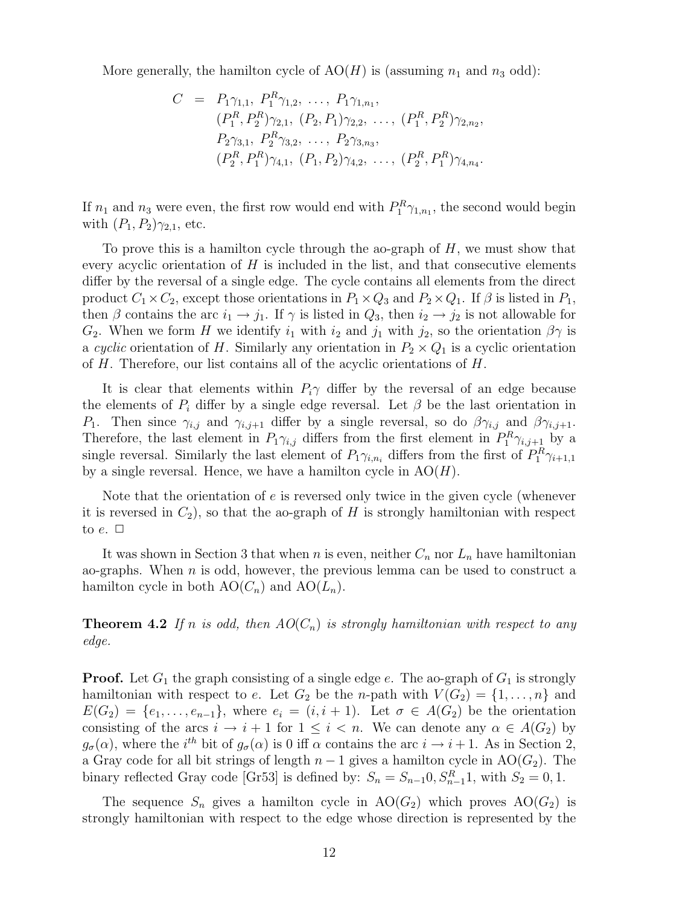More generally, the hamilton cycle of AO($H$) is (assuming $n_1$ and $n_3$ odd):

$$
\begin{aligned}
C \;=\; & P_1\gamma_{1,1},\ P_1^R\gamma_{1,2},\ \ldots,\ P_1\gamma_{1,n_1}, \\
& (P_1^R, P_2^R)\gamma_{2,1},\ (P_2, P_1)\gamma_{2,2},\ \ldots,\ (P_1^R, P_2^R)\gamma_{2,n_2}, \\
& P_2\gamma_{3,1},\ P_2^R\gamma_{3,2},\ \ldots,\ P_2\gamma_{3,n_3}, \\
& (P_2^R, P_1^R)\gamma_{4,1},\ (P_1, P_2)\gamma_{4,2},\ \ldots,\ (P_2^R, P_1^R)\gamma_{4,n_4}.
\end{aligned}
$$

If $n_1$ and $n_3$ were even, the first row would end with $P_1^R\gamma_{1,n_1}$, the second would begin with $(P_1, P_2)\gamma_{2,1}$, etc.

To prove this is a hamilton cycle through the ao-graph of $H$, we must show that every acyclic orientation of $H$ is included in the list, and that consecutive elements differ by the reversal of a single edge. The cycle contains all elements from the direct product $C_1 \times C_2$, except those orientations in $P_1 \times Q_3$ and $P_2 \times Q_1$. If $\beta$ is listed in $P_1$, then $\beta$ contains the arc $i_1 \to j_1$. If $\gamma$ is listed in $Q_3$, then $i_2 \to j_2$ is not allowable for $G_2$. When we form $H$ we identify $i_1$ with $i_2$ and $j_1$ with $j_2$, so the orientation $\beta\gamma$ is a *cyclic* orientation of $H$. Similarly any orientation in $P_2 \times Q_1$ is a cyclic orientation of $H$. Therefore, our list contains all of the acyclic orientations of $H$.

It is clear that elements within $P_i\gamma$ differ by the reversal of an edge because the elements of $P_i$ differ by a single edge reversal. Let $\beta$ be the last orientation in $P_1$. Then since $\gamma_{i,j}$ and $\gamma_{i,j+1}$ differ by a single reversal, so do $\beta\gamma_{i,j}$ and $\beta\gamma_{i,j+1}$. Therefore, the last element in $P_1\gamma_{i,j}$ differs from the first element in $P_1^R\gamma_{i,j+1}$ by a single reversal. Similarly the last element of $P_1\gamma_{i,n_i}$ differs from the first of $P_1^R\gamma_{i+1,1}$ by a single reversal. Hence, we have a hamilton cycle in AO($H$).

Note that the orientation of $e$ is reversed only twice in the given cycle (whenever it is reversed in $C_2$), so that the ao-graph of $H$ is strongly hamiltonian with respect to $e$. □

It was shown in Section 3 that when $n$ is even, neither $C_n$ nor $L_n$ have hamiltonian ao-graphs. When $n$ is odd, however, the previous lemma can be used to construct a hamilton cycle in both AO($C_n$) and AO($L_n$).

**Theorem 4.2** *If $n$ is odd, then AO($C_n$) is strongly hamiltonian with respect to any edge.*

**Proof.** Let $G_1$ the graph consisting of a single edge $e$. The ao-graph of $G_1$ is strongly hamiltonian with respect to $e$. Let $G_2$ be the $n$-path with $V(G_2) = \{1, \ldots, n\}$ and $E(G_2) = \{e_1, \ldots, e_{n-1}\}$, where $e_i = (i, i+1)$. Let $\sigma \in A(G_2)$ be the orientation consisting of the arcs $i \to i+1$ for $1 \le i < n$. We can denote any $\alpha \in A(G_2)$ by $g_\sigma(\alpha)$, where the $i^{th}$ bit of $g_\sigma(\alpha)$ is 0 iff $\alpha$ contains the arc $i \to i+1$. As in Section 2, a Gray code for all bit strings of length $n-1$ gives a hamilton cycle in AO($G_2$). The binary reflected Gray code [Gr53] is defined by: $S_n = S_{n-1}0, S_{n-1}^R 1$, with $S_2 = 0, 1$.

The sequence $S_n$ gives a hamilton cycle in AO($G_2$) which proves AO($G_2$) is strongly hamiltonian with respect to the edge whose direction is represented by the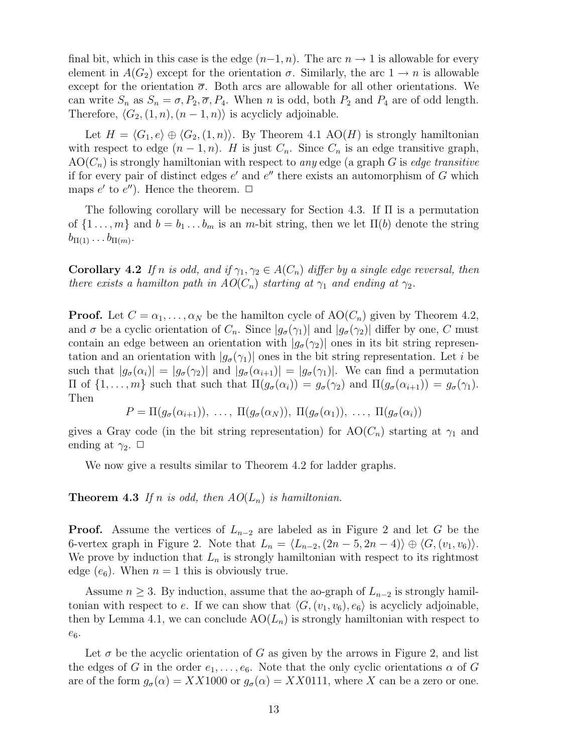final bit, which in this case is the edge $(n-1,n)$. The arc $n \to 1$ is allowable for every element in $A(G_2)$ except for the orientation $\sigma$. Similarly, the arc $1 \to n$ is allowable except for the orientation $\overline{\sigma}$. Both arcs are allowable for all other orientations. We can write $S_n$ as $S_n = \sigma, P_2, \overline{\sigma}, P_4$. When $n$ is odd, both $P_2$ and $P_4$ are of odd length. Therefore, $\langle G_2, (1,n), (n-1,n) \rangle$ is acyclicly adjoinable.

Let $H = \langle G_1, e \rangle \oplus \langle G_2, (1,n) \rangle$. By Theorem 4.1 AO($H$) is strongly hamiltonian with respect to edge $(n-1,n)$. $H$ is just $C_n$. Since $C_n$ is an edge transitive graph, AO($C_n$) is strongly hamiltonian with respect to *any* edge (a graph $G$ is *edge transitive* if for every pair of distinct edges $e'$ and $e''$ there exists an automorphism of $G$ which maps $e'$ to $e''$). Hence the theorem. □

The following corollary will be necessary for Section 4.3. If $\Pi$ is a permutation of $\{1 \ldots, m\}$ and $b = b_1 \ldots b_m$ is an $m$-bit string, then we let $\Pi(b)$ denote the string $b_{\Pi(1)} \ldots b_{\Pi(m)}$.

**Corollary 4.2** *If $n$ is odd, and if $\gamma_1, \gamma_2 \in A(C_n)$ differ by a single edge reversal, then there exists a hamilton path in AO($C_n$) starting at $\gamma_1$ and ending at $\gamma_2$.*

**Proof.** Let $C = \alpha_1, \ldots, \alpha_N$ be the hamilton cycle of AO($C_n$) given by Theorem 4.2, and $\sigma$ be a cyclic orientation of $C_n$. Since $|g_\sigma(\gamma_1)|$ and $|g_\sigma(\gamma_2)|$ differ by one, $C$ must contain an edge between an orientation with $|g_\sigma(\gamma_2)|$ ones in its bit string representation and an orientation with $|g_\sigma(\gamma_1)|$ ones in the bit string representation. Let $i$ be such that $|g_\sigma(\alpha_i)| = |g_\sigma(\gamma_2)|$ and $|g_\sigma(\alpha_{i+1})| = |g_\sigma(\gamma_1)|$. We can find a permutation $\Pi$ of $\{1, \ldots, m\}$ such that such that $\Pi(g_\sigma(\alpha_i)) = g_\sigma(\gamma_2)$ and $\Pi(g_\sigma(\alpha_{i+1})) = g_\sigma(\gamma_1)$. Then

$$P = \Pi(g_\sigma(\alpha_{i+1})),\ \ldots,\ \Pi(g_\sigma(\alpha_N)),\ \Pi(g_\sigma(\alpha_1)),\ \ldots,\ \Pi(g_\sigma(\alpha_i))$$

gives a Gray code (in the bit string representation) for AO($C_n$) starting at $\gamma_1$ and ending at $\gamma_2$. □

We now give a results similar to Theorem 4.2 for ladder graphs.

**Theorem 4.3** *If $n$ is odd, then AO($L_n$) is hamiltonian.*

**Proof.** Assume the vertices of $L_{n-2}$ are labeled as in Figure 2 and let $G$ be the 6-vertex graph in Figure 2. Note that $L_n = \langle L_{n-2}, (2n-5, 2n-4) \rangle \oplus \langle G, (v_1, v_6) \rangle$. We prove by induction that $L_n$ is strongly hamiltonian with respect to its rightmost edge ($e_6$). When $n = 1$ this is obviously true.

Assume $n \geq 3$. By induction, assume that the ao-graph of $L_{n-2}$ is strongly hamiltonian with respect to $e$. If we can show that $\langle G, (v_1, v_6), e_6 \rangle$ is acyclicly adjoinable, then by Lemma 4.1, we can conclude AO($L_n$) is strongly hamiltonian with respect to $e_6$.

Let $\sigma$ be the acyclic orientation of $G$ as given by the arrows in Figure 2, and list the edges of $G$ in the order $e_1, \ldots, e_6$. Note that the only cyclic orientations $\alpha$ of $G$ are of the form $g_\sigma(\alpha) = XX1000$ or $g_\sigma(\alpha) = XX0111$, where $X$ can be a zero or one.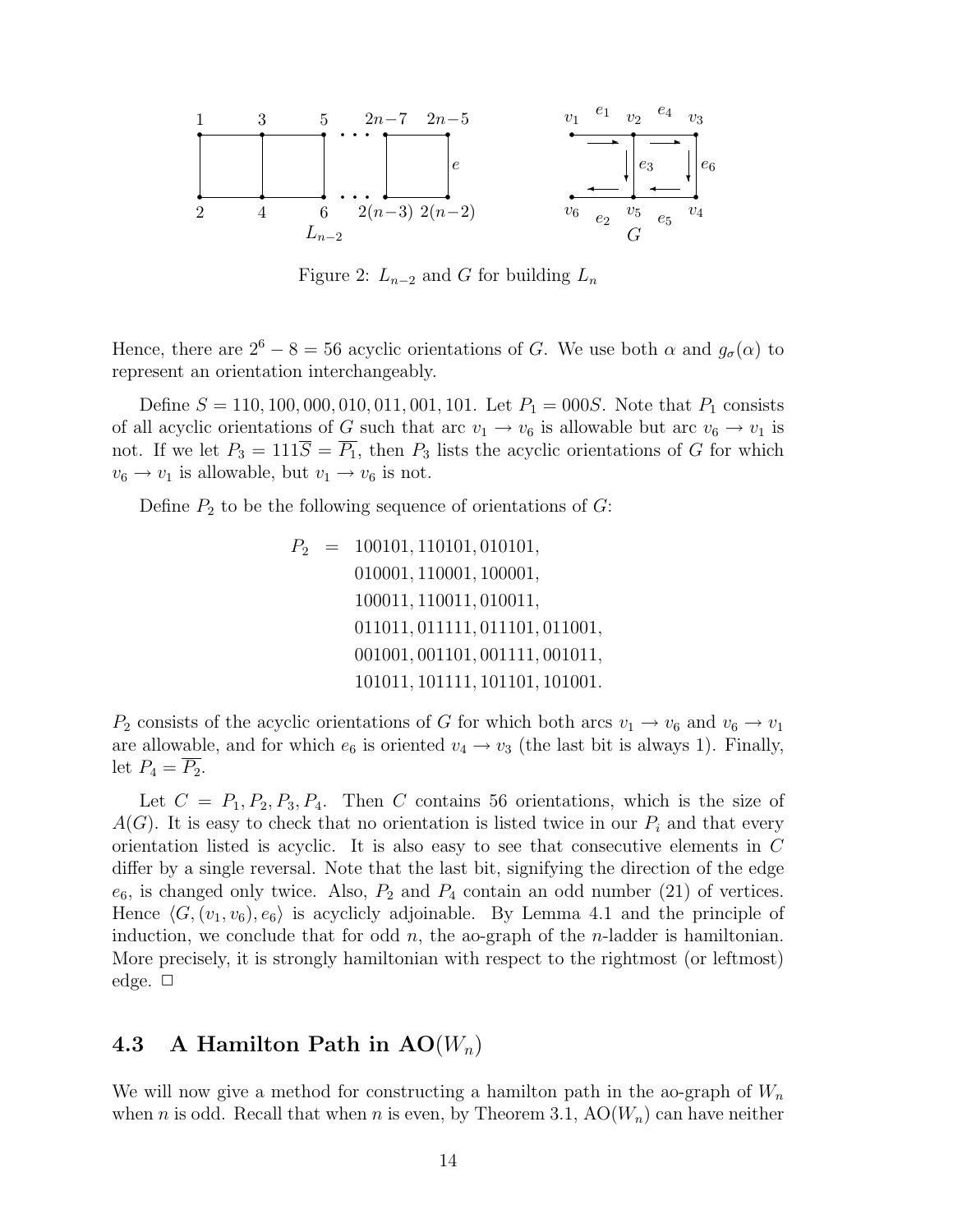Figure 2: $L_{n-2}$ and $G$ for building $L_n$

Hence, there are $2^6 - 8 = 56$ acyclic orientations of $G$. We use both $\alpha$ and $g_\sigma(\alpha)$ to represent an orientation interchangeably.

Define $S = 110, 100, 000, 010, 011, 001, 101$. Let $P_1 = 000S$. Note that $P_1$ consists of all acyclic orientations of $G$ such that arc $v_1 \to v_6$ is allowable but arc $v_6 \to v_1$ is not. If we let $P_3 = 111\overline{S} = \overline{P_1}$, then $P_3$ lists the acyclic orientations of $G$ for which $v_6 \to v_1$ is allowable, but $v_1 \to v_6$ is not.

Define $P_2$ to be the following sequence of orientations of $G$:

$$
\begin{aligned}
P_2 \;=\; & 100101, 110101, 010101, \\
& 010001, 110001, 100001, \\
& 100011, 110011, 010011, \\
& 011011, 011111, 011101, 011001, \\
& 001001, 001101, 001111, 001011, \\
& 101011, 101111, 101101, 101001.
\end{aligned}
$$

$P_2$ consists of the acyclic orientations of $G$ for which both arcs $v_1 \to v_6$ and $v_6 \to v_1$ are allowable, and for which $e_6$ is oriented $v_4 \to v_3$ (the last bit is always 1). Finally, let $P_4 = \overline{P_2}$.

Let $C = P_1, P_2, P_3, P_4$. Then $C$ contains 56 orientations, which is the size of $A(G)$. It is easy to check that no orientation is listed twice in our $P_i$ and that every orientation listed is acyclic. It is also easy to see that consecutive elements in $C$ differ by a single reversal. Note that the last bit, signifying the direction of the edge $e_6$, is changed only twice. Also, $P_2$ and $P_4$ contain an odd number (21) of vertices. Hence $\langle G, (v_1, v_6), e_6 \rangle$ is acyclicly adjoinable. By Lemma 4.1 and the principle of induction, we conclude that for odd $n$, the ao-graph of the $n$-ladder is hamiltonian. More precisely, it is strongly hamiltonian with respect to the rightmost (or leftmost) edge. $\square$

## 4.3 A Hamilton Path in AO($W_n$)

We will now give a method for constructing a hamilton path in the ao-graph of $W_n$ when $n$ is odd. Recall that when $n$ is even, by Theorem 3.1, AO($W_n$) can have neither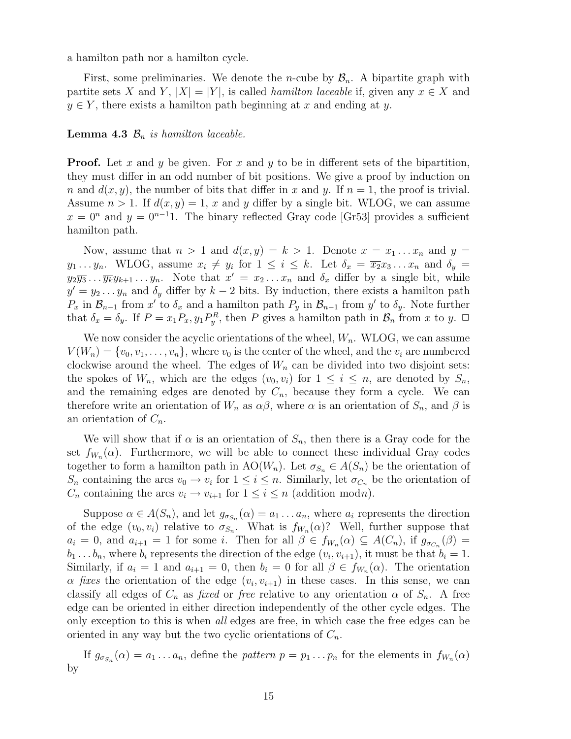a hamilton path nor a hamilton cycle.

First, some preliminaries. We denote the $n$-cube by $\mathcal{B}_n$. A bipartite graph with partite sets $X$ and $Y$, $|X| = |Y|$, is called *hamilton laceable* if, given any $x \in X$ and $y \in Y$, there exists a hamilton path beginning at $x$ and ending at $y$.

**Lemma 4.3** *$\mathcal{B}_n$ is hamilton laceable.*

**Proof.** Let $x$ and $y$ be given. For $x$ and $y$ to be in different sets of the bipartition, they must differ in an odd number of bit positions. We give a proof by induction on $n$ and $d(x, y)$, the number of bits that differ in $x$ and $y$. If $n = 1$, the proof is trivial. Assume $n > 1$. If $d(x, y) = 1$, $x$ and $y$ differ by a single bit. WLOG, we can assume $x = 0^n$ and $y = 0^{n-1}1$. The binary reflected Gray code [Gr53] provides a sufficient hamilton path.

Now, assume that $n > 1$ and $d(x, y) = k > 1$. Denote $x = x_1 \dots x_n$ and $y = y_1 \dots y_n$. WLOG, assume $x_i \neq y_i$ for $1 \leq i \leq k$. Let $\delta_x = \overline{x_2} x_3 \dots x_n$ and $\delta_y = y_2 \overline{y_3} \dots \overline{y_k} y_{k+1} \dots y_n$. Note that $x' = x_2 \dots x_n$ and $\delta_x$ differ by a single bit, while $y' = y_2 \dots y_n$ and $\delta_y$ differ by $k - 2$ bits. By induction, there exists a hamilton path $P_x$ in $\mathcal{B}_{n-1}$ from $x'$ to $\delta_x$ and a hamilton path $P_y$ in $\mathcal{B}_{n-1}$ from $y'$ to $\delta_y$. Note further that $\delta_x = \delta_y$. If $P = x_1 P_x, y_1 P_y^R$, then $P$ gives a hamilton path in $\mathcal{B}_n$ from $x$ to $y$. $\Box$

We now consider the acyclic orientations of the wheel, $W_n$. WLOG, we can assume $V(W_n) = \{v_0, v_1, \dots, v_n\}$, where $v_0$ is the center of the wheel, and the $v_i$ are numbered clockwise around the wheel. The edges of $W_n$ can be divided into two disjoint sets: the spokes of $W_n$, which are the edges $(v_0, v_i)$ for $1 \leq i \leq n$, are denoted by $S_n$, and the remaining edges are denoted by $C_n$, because they form a cycle. We can therefore write an orientation of $W_n$ as $\alpha\beta$, where $\alpha$ is an orientation of $S_n$, and $\beta$ is an orientation of $C_n$.

We will show that if $\alpha$ is an orientation of $S_n$, then there is a Gray code for the set $f_{W_n}(\alpha)$. Furthermore, we will be able to connect these individual Gray codes together to form a hamilton path in $\text{AO}(W_n)$. Let $\sigma_{S_n} \in A(S_n)$ be the orientation of $S_n$ containing the arcs $v_0 \to v_i$ for $1 \leq i \leq n$. Similarly, let $\sigma_{C_n}$ be the orientation of $C_n$ containing the arcs $v_i \to v_{i+1}$ for $1 \leq i \leq n$ (addition mod$n$).

Suppose $\alpha \in A(S_n)$, and let $g_{\sigma_{S_n}}(\alpha) = a_1 \dots a_n$, where $a_i$ represents the direction of the edge $(v_0, v_i)$ relative to $\sigma_{S_n}$. What is $f_{W_n}(\alpha)$? Well, further suppose that $a_i = 0$, and $a_{i+1} = 1$ for some $i$. Then for all $\beta \in f_{W_n}(\alpha) \subseteq A(C_n)$, if $g_{\sigma_{C_n}}(\beta) = b_1 \dots b_n$, where $b_i$ represents the direction of the edge $(v_i, v_{i+1})$, it must be that $b_i = 1$. Similarly, if $a_i = 1$ and $a_{i+1} = 0$, then $b_i = 0$ for all $\beta \in f_{W_n}(\alpha)$. The orientation $\alpha$ *fixes* the orientation of the edge $(v_i, v_{i+1})$ in these cases. In this sense, we can classify all edges of $C_n$ as *fixed* or *free* relative to any orientation $\alpha$ of $S_n$. A free edge can be oriented in either direction independently of the other cycle edges. The only exception to this is when *all* edges are free, in which case the free edges can be oriented in any way but the two cyclic orientations of $C_n$.

If $g_{\sigma_{S_n}}(\alpha) = a_1 \dots a_n$, define the *pattern* $p = p_1 \dots p_n$ for the elements in $f_{W_n}(\alpha)$ by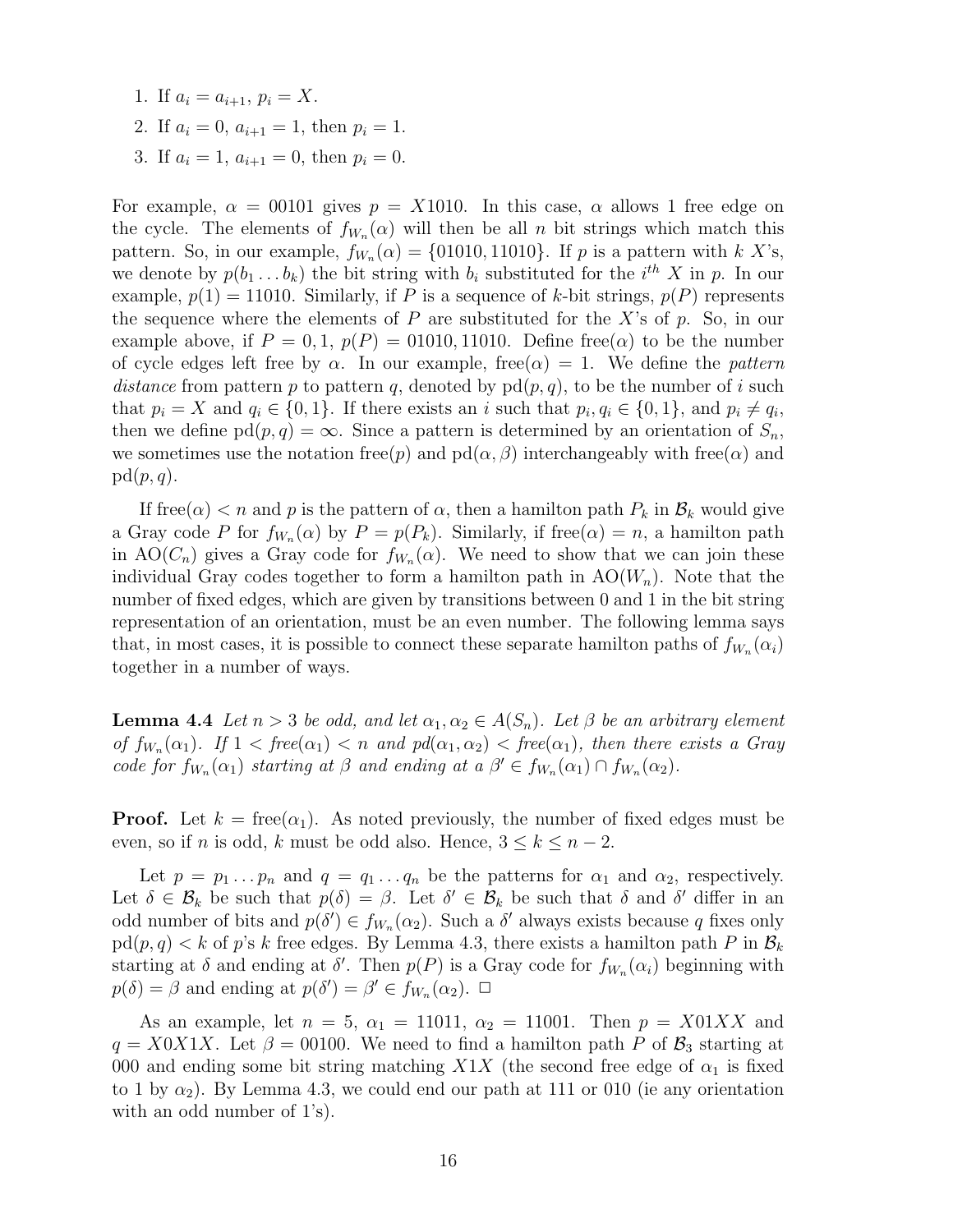1. If $a_i = a_{i+1}$, $p_i = X$.
2. If $a_i = 0$, $a_{i+1} = 1$, then $p_i = 1$.
3. If $a_i = 1$, $a_{i+1} = 0$, then $p_i = 0$.

For example, $\alpha = 00101$ gives $p = X1010$. In this case, $\alpha$ allows 1 free edge on the cycle. The elements of $f_{W_n}(\alpha)$ will then be all $n$ bit strings which match this pattern. So, in our example, $f_{W_n}(\alpha) = \{01010, 11010\}$. If $p$ is a pattern with $k$ $X$'s, we denote by $p(b_1 \ldots b_k)$ the bit string with $b_i$ substituted for the $i^{th}$ $X$ in $p$. In our example, $p(1) = 11010$. Similarly, if $P$ is a sequence of $k$-bit strings, $p(P)$ represents the sequence where the elements of $P$ are substituted for the $X$'s of $p$. So, in our example above, if $P = 0, 1$, $p(P) = 01010, 11010$. Define free($\alpha$) to be the number of cycle edges left free by $\alpha$. In our example, free($\alpha$) = 1. We define the *pattern distance* from pattern $p$ to pattern $q$, denoted by pd$(p, q)$, to be the number of $i$ such that $p_i = X$ and $q_i \in \{0, 1\}$. If there exists an $i$ such that $p_i, q_i \in \{0, 1\}$, and $p_i \neq q_i$, then we define pd$(p, q) = \infty$. Since a pattern is determined by an orientation of $S_n$, we sometimes use the notation free($p$) and pd$(\alpha, \beta)$ interchangeably with free($\alpha$) and pd$(p, q)$.

If free($\alpha$) $< n$ and $p$ is the pattern of $\alpha$, then a hamilton path $P_k$ in $\mathcal{B}_k$ would give a Gray code $P$ for $f_{W_n}(\alpha)$ by $P = p(P_k)$. Similarly, if free($\alpha$) $= n$, a hamilton path in AO($C_n$) gives a Gray code for $f_{W_n}(\alpha)$. We need to show that we can join these individual Gray codes together to form a hamilton path in AO($W_n$). Note that the number of fixed edges, which are given by transitions between 0 and 1 in the bit string representation of an orientation, must be an even number. The following lemma says that, in most cases, it is possible to connect these separate hamilton paths of $f_{W_n}(\alpha_i)$ together in a number of ways.

**Lemma 4.4** *Let $n > 3$ be odd, and let $\alpha_1, \alpha_2 \in A(S_n)$. Let $\beta$ be an arbitrary element of $f_{W_n}(\alpha_1)$. If $1 <$ free($\alpha_1$) $< n$ and pd($\alpha_1, \alpha_2$) $<$ free($\alpha_1$), then there exists a Gray code for $f_{W_n}(\alpha_1)$ starting at $\beta$ and ending at a $\beta' \in f_{W_n}(\alpha_1) \cap f_{W_n}(\alpha_2)$.*

**Proof.** Let $k$ = free($\alpha_1$). As noted previously, the number of fixed edges must be even, so if $n$ is odd, $k$ must be odd also. Hence, $3 \leq k \leq n - 2$.

Let $p = p_1 \ldots p_n$ and $q = q_1 \ldots q_n$ be the patterns for $\alpha_1$ and $\alpha_2$, respectively. Let $\delta \in \mathcal{B}_k$ be such that $p(\delta) = \beta$. Let $\delta' \in \mathcal{B}_k$ be such that $\delta$ and $\delta'$ differ in an odd number of bits and $p(\delta') \in f_{W_n}(\alpha_2)$. Such a $\delta'$ always exists because $q$ fixes only pd$(p, q) < k$ of $p$'s $k$ free edges. By Lemma 4.3, there exists a hamilton path $P$ in $\mathcal{B}_k$ starting at $\delta$ and ending at $\delta'$. Then $p(P)$ is a Gray code for $f_{W_n}(\alpha_i)$ beginning with $p(\delta) = \beta$ and ending at $p(\delta') = \beta' \in f_{W_n}(\alpha_2)$. $\Box$

As an example, let $n = 5$, $\alpha_1 = 11011$, $\alpha_2 = 11001$. Then $p = X01XX$ and $q = X0X1X$. Let $\beta = 00100$. We need to find a hamilton path $P$ of $\mathcal{B}_3$ starting at 000 and ending some bit string matching $X1X$ (the second free edge of $\alpha_1$ is fixed to 1 by $\alpha_2$). By Lemma 4.3, we could end our path at 111 or 010 (ie any orientation with an odd number of 1's).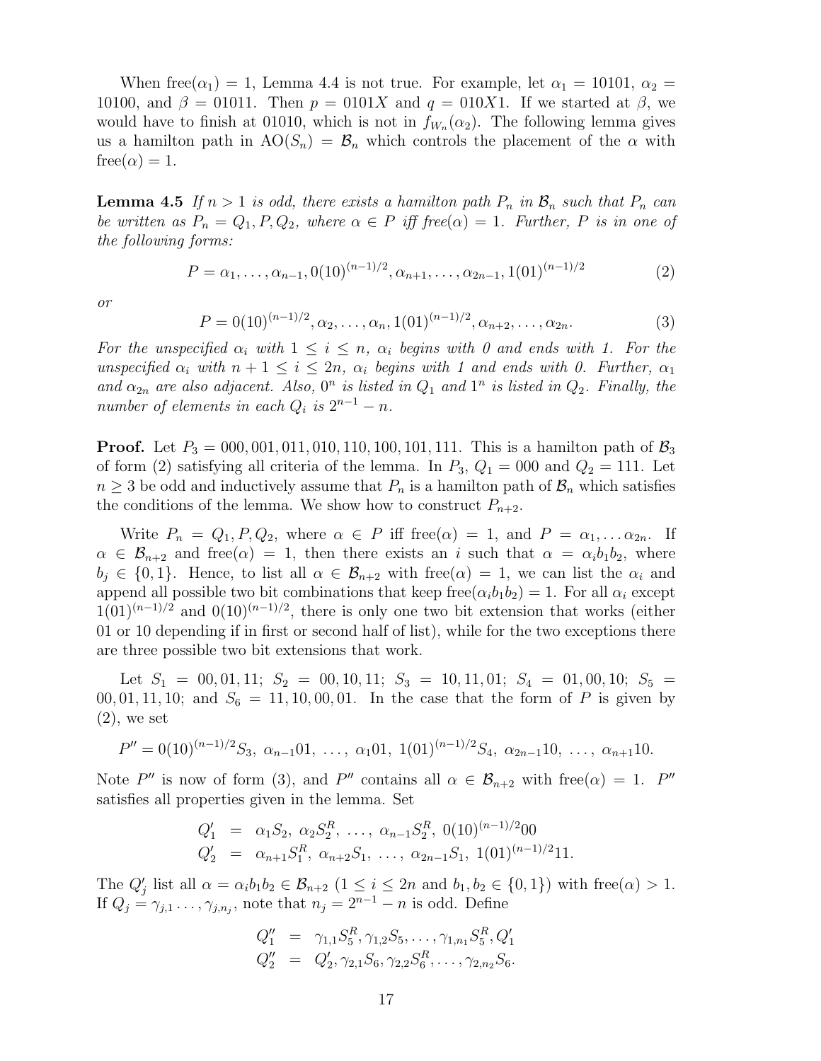When $\text{free}(\alpha_1) = 1$, Lemma 4.4 is not true. For example, let $\alpha_1 = 10101$, $\alpha_2 = 10100$, and $\beta = 01011$. Then $p = 0101X$ and $q = 010X1$. If we started at $\beta$, we would have to finish at 01010, which is not in $f_{W_n}(\alpha_2)$. The following lemma gives us a hamilton path in $\text{AO}(S_n) = \mathcal{B}_n$ which controls the placement of the $\alpha$ with $\text{free}(\alpha) = 1$.

**Lemma 4.5** *If $n > 1$ is odd, there exists a hamilton path $P_n$ in $\mathcal{B}_n$ such that $P_n$ can be written as $P_n = Q_1, P, Q_2$, where $\alpha \in P$ iff $\text{free}(\alpha) = 1$. Further, $P$ is in one of the following forms:*

$$P = \alpha_1, \ldots, \alpha_{n-1}, 0(10)^{(n-1)/2}, \alpha_{n+1}, \ldots, \alpha_{2n-1}, 1(01)^{(n-1)/2} \tag{2}$$

*or*

$$P = 0(10)^{(n-1)/2}, \alpha_2, \ldots, \alpha_n, 1(01)^{(n-1)/2}, \alpha_{n+2}, \ldots, \alpha_{2n}. \tag{3}$$

*For the unspecified $\alpha_i$ with $1 \le i \le n$, $\alpha_i$ begins with 0 and ends with 1. For the unspecified $\alpha_i$ with $n+1 \le i \le 2n$, $\alpha_i$ begins with 1 and ends with 0. Further, $\alpha_1$ and $\alpha_{2n}$ are also adjacent. Also, $0^n$ is listed in $Q_1$ and $1^n$ is listed in $Q_2$. Finally, the number of elements in each $Q_i$ is $2^{n-1} - n$.*

**Proof.** Let $P_3 = 000, 001, 011, 010, 110, 100, 101, 111$. This is a hamilton path of $\mathcal{B}_3$ of form (2) satisfying all criteria of the lemma. In $P_3$, $Q_1 = 000$ and $Q_2 = 111$. Let $n \ge 3$ be odd and inductively assume that $P_n$ is a hamilton path of $\mathcal{B}_n$ which satisfies the conditions of the lemma. We show how to construct $P_{n+2}$.

Write $P_n = Q_1, P, Q_2$, where $\alpha \in P$ iff $\text{free}(\alpha) = 1$, and $P = \alpha_1, \ldots \alpha_{2n}$. If $\alpha \in \mathcal{B}_{n+2}$ and $\text{free}(\alpha) = 1$, then there exists an $i$ such that $\alpha = \alpha_i b_1 b_2$, where $b_j \in \{0, 1\}$. Hence, to list all $\alpha \in \mathcal{B}_{n+2}$ with $\text{free}(\alpha) = 1$, we can list the $\alpha_i$ and append all possible two bit combinations that keep $\text{free}(\alpha_i b_1 b_2) = 1$. For all $\alpha_i$ except $1(01)^{(n-1)/2}$ and $0(10)^{(n-1)/2}$, there is only one two bit extension that works (either 01 or 10 depending if in first or second half of list), while for the two exceptions there are three possible two bit extensions that work.

Let $S_1 = 00, 01, 11$; $S_2 = 00, 10, 11$; $S_3 = 10, 11, 01$; $S_4 = 01, 00, 10$; $S_5 = 00, 01, 11, 10$; and $S_6 = 11, 10, 00, 01$. In the case that the form of $P$ is given by (2), we set

$$P'' = 0(10)^{(n-1)/2} S_3,\ \alpha_{n-1}01,\ \ldots,\ \alpha_1 01,\ 1(01)^{(n-1)/2} S_4,\ \alpha_{2n-1}10,\ \ldots,\ \alpha_{n+1}10.$$

Note $P''$ is now of form (3), and $P''$ contains all $\alpha \in \mathcal{B}_{n+2}$ with $\text{free}(\alpha) = 1$. $P''$ satisfies all properties given in the lemma. Set

$$\begin{aligned} Q'_1 &= \alpha_1 S_2,\ \alpha_2 S_2^R,\ \ldots,\ \alpha_{n-1} S_2^R,\ 0(10)^{(n-1)/2}00 \\ Q'_2 &= \alpha_{n+1} S_1^R,\ \alpha_{n+2} S_1,\ \ldots,\ \alpha_{2n-1} S_1,\ 1(01)^{(n-1)/2}11. \end{aligned}$$

The $Q'_j$ list all $\alpha = \alpha_i b_1 b_2 \in \mathcal{B}_{n+2}$ ($1 \le i \le 2n$ and $b_1, b_2 \in \{0, 1\}$) with $\text{free}(\alpha) > 1$. If $Q_j = \gamma_{j,1} \ldots, \gamma_{j,n_j}$, note that $n_j = 2^{n-1} - n$ is odd. Define

$$\begin{aligned} Q''_1 &= \gamma_{1,1} S_5^R, \gamma_{1,2} S_5, \ldots, \gamma_{1,n_1} S_5^R, Q'_1 \\ Q''_2 &= Q'_2, \gamma_{2,1} S_6, \gamma_{2,2} S_6^R, \ldots, \gamma_{2,n_2} S_6. \end{aligned}$$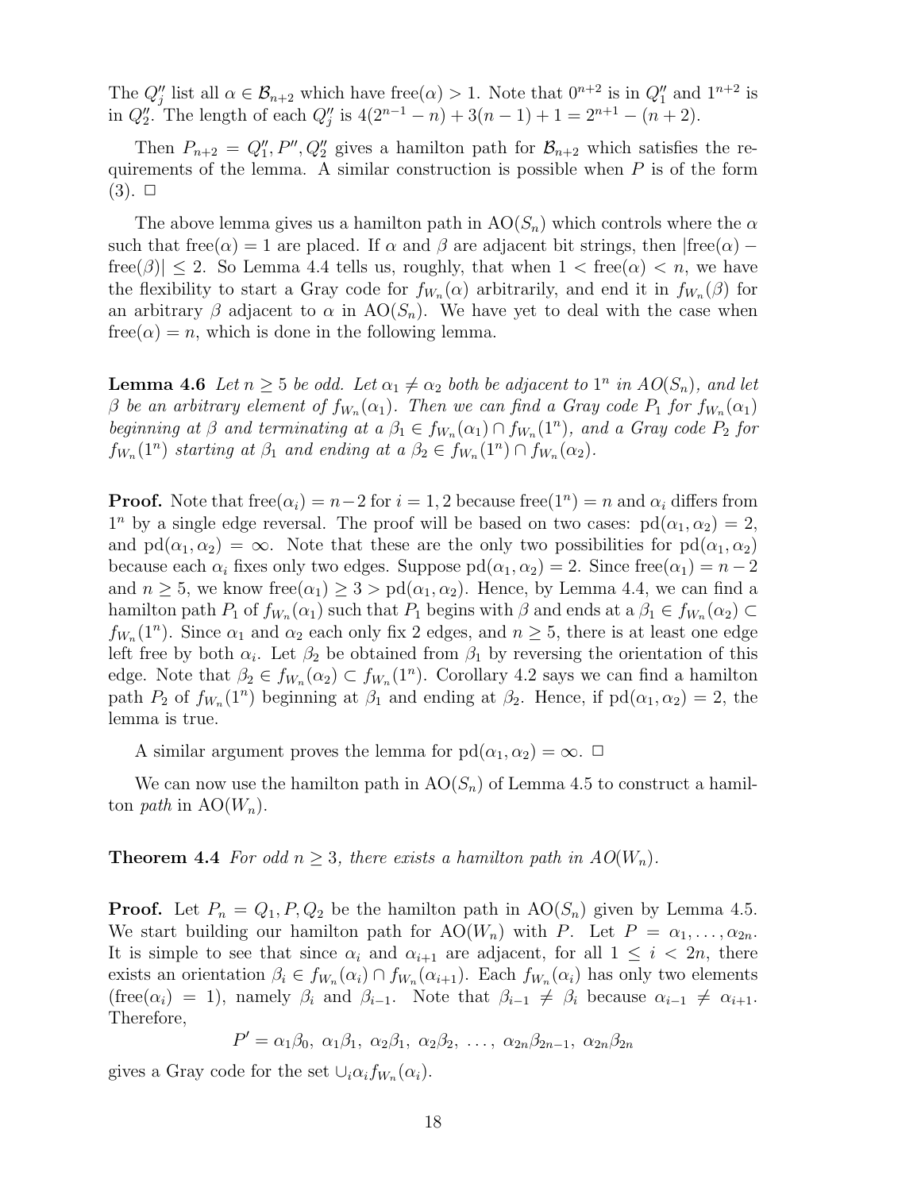The $Q''_j$ list all $\alpha \in \mathcal{B}_{n+2}$ which have $\text{free}(\alpha) > 1$. Note that $0^{n+2}$ is in $Q''_1$ and $1^{n+2}$ is in $Q''_2$. The length of each $Q''_j$ is $4(2^{n-1} - n) + 3(n-1) + 1 = 2^{n+1} - (n+2)$.

Then $P_{n+2} = Q''_1, P'', Q''_2$ gives a hamilton path for $\mathcal{B}_{n+2}$ which satisfies the requirements of the lemma. A similar construction is possible when $P$ is of the form (3). □

The above lemma gives us a hamilton path in $\text{AO}(S_n)$ which controls where the $\alpha$ such that $\text{free}(\alpha) = 1$ are placed. If $\alpha$ and $\beta$ are adjacent bit strings, then $|\text{free}(\alpha) - \text{free}(\beta)| \leq 2$. So Lemma 4.4 tells us, roughly, that when $1 < \text{free}(\alpha) < n$, we have the flexibility to start a Gray code for $f_{W_n}(\alpha)$ arbitrarily, and end it in $f_{W_n}(\beta)$ for an arbitrary $\beta$ adjacent to $\alpha$ in $\text{AO}(S_n)$. We have yet to deal with the case when $\text{free}(\alpha) = n$, which is done in the following lemma.

**Lemma 4.6** *Let $n \geq 5$ be odd. Let $\alpha_1 \neq \alpha_2$ both be adjacent to $1^n$ in $AO(S_n)$, and let $\beta$ be an arbitrary element of $f_{W_n}(\alpha_1)$. Then we can find a Gray code $P_1$ for $f_{W_n}(\alpha_1)$ beginning at $\beta$ and terminating at a $\beta_1 \in f_{W_n}(\alpha_1) \cap f_{W_n}(1^n)$, and a Gray code $P_2$ for $f_{W_n}(1^n)$ starting at $\beta_1$ and ending at a $\beta_2 \in f_{W_n}(1^n) \cap f_{W_n}(\alpha_2)$.*

**Proof.** Note that $\text{free}(\alpha_i) = n-2$ for $i = 1, 2$ because $\text{free}(1^n) = n$ and $\alpha_i$ differs from $1^n$ by a single edge reversal. The proof will be based on two cases: $\text{pd}(\alpha_1, \alpha_2) = 2$, and $\text{pd}(\alpha_1, \alpha_2) = \infty$. Note that these are the only two possibilities for $\text{pd}(\alpha_1, \alpha_2)$ because each $\alpha_i$ fixes only two edges. Suppose $\text{pd}(\alpha_1, \alpha_2) = 2$. Since $\text{free}(\alpha_1) = n-2$ and $n \geq 5$, we know $\text{free}(\alpha_1) \geq 3 > \text{pd}(\alpha_1, \alpha_2)$. Hence, by Lemma 4.4, we can find a hamilton path $P_1$ of $f_{W_n}(\alpha_1)$ such that $P_1$ begins with $\beta$ and ends at a $\beta_1 \in f_{W_n}(\alpha_2) \subset f_{W_n}(1^n)$. Since $\alpha_1$ and $\alpha_2$ each only fix 2 edges, and $n \geq 5$, there is at least one edge left free by both $\alpha_i$. Let $\beta_2$ be obtained from $\beta_1$ by reversing the orientation of this edge. Note that $\beta_2 \in f_{W_n}(\alpha_2) \subset f_{W_n}(1^n)$. Corollary 4.2 says we can find a hamilton path $P_2$ of $f_{W_n}(1^n)$ beginning at $\beta_1$ and ending at $\beta_2$. Hence, if $\text{pd}(\alpha_1, \alpha_2) = 2$, the lemma is true.

A similar argument proves the lemma for $\text{pd}(\alpha_1, \alpha_2) = \infty$. □

We can now use the hamilton path in $\text{AO}(S_n)$ of Lemma 4.5 to construct a hamilton *path* in $\text{AO}(W_n)$.

**Theorem 4.4** *For odd $n \geq 3$, there exists a hamilton path in $AO(W_n)$.*

**Proof.** Let $P_n = Q_1, P, Q_2$ be the hamilton path in $\text{AO}(S_n)$ given by Lemma 4.5. We start building our hamilton path for $\text{AO}(W_n)$ with $P$. Let $P = \alpha_1, \ldots, \alpha_{2n}$. It is simple to see that since $\alpha_i$ and $\alpha_{i+1}$ are adjacent, for all $1 \leq i < 2n$, there exists an orientation $\beta_i \in f_{W_n}(\alpha_i) \cap f_{W_n}(\alpha_{i+1})$. Each $f_{W_n}(\alpha_i)$ has only two elements ($\text{free}(\alpha_i) = 1$), namely $\beta_i$ and $\beta_{i-1}$. Note that $\beta_{i-1} \neq \beta_i$ because $\alpha_{i-1} \neq \alpha_{i+1}$. Therefore,

$$P' = \alpha_1\beta_0,\ \alpha_1\beta_1,\ \alpha_2\beta_1,\ \alpha_2\beta_2,\ \ldots,\ \alpha_{2n}\beta_{2n-1},\ \alpha_{2n}\beta_{2n}$$

gives a Gray code for the set $\cup_i \alpha_i f_{W_n}(\alpha_i)$.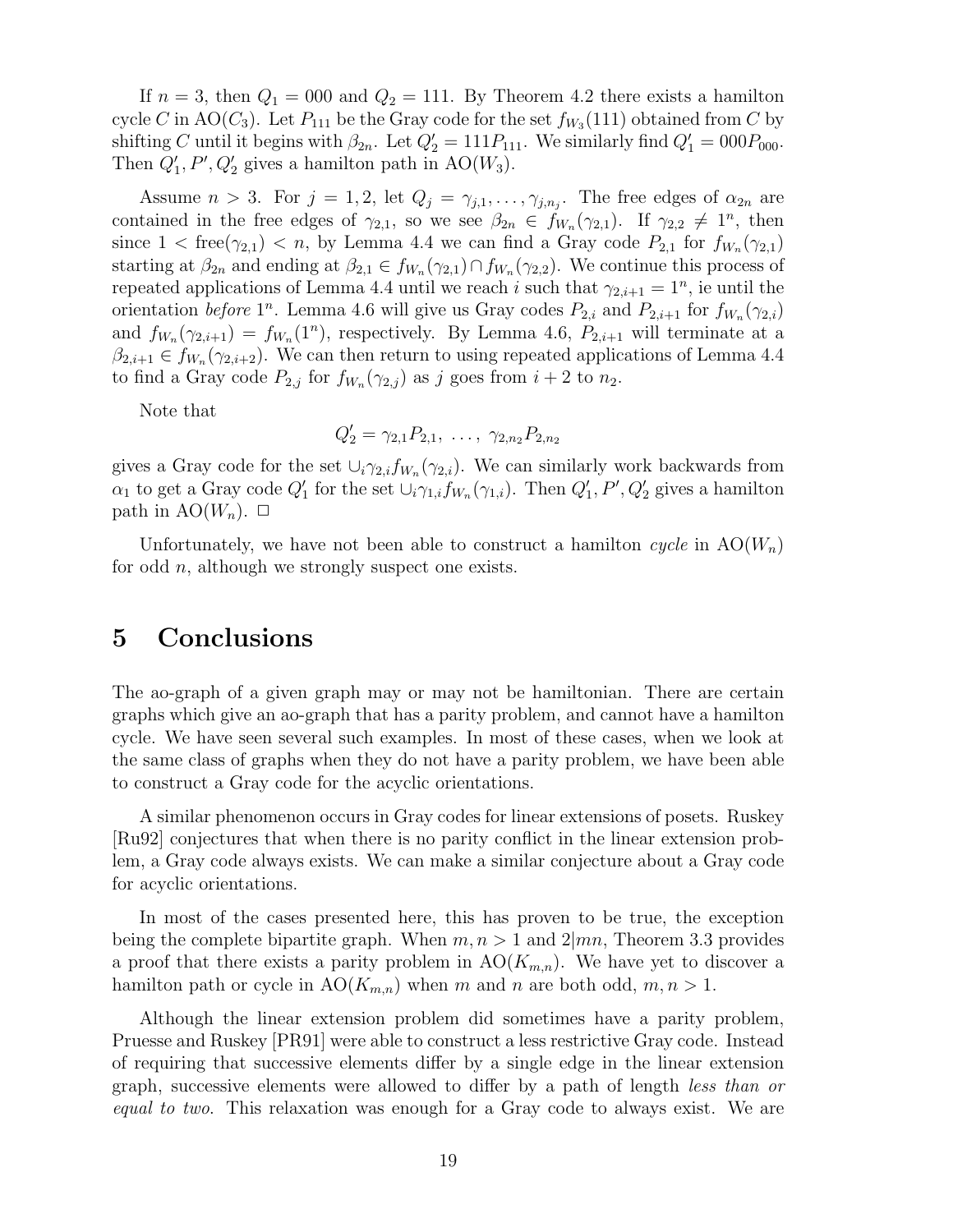If $n = 3$, then $Q_1 = 000$ and $Q_2 = 111$. By Theorem 4.2 there exists a hamilton cycle $C$ in $\mathrm{AO}(C_3)$. Let $P_{111}$ be the Gray code for the set $f_{W_3}(111)$ obtained from $C$ by shifting $C$ until it begins with $\beta_{2n}$. Let $Q_2' = 111P_{111}$. We similarly find $Q_1' = 000P_{000}$. Then $Q_1', P', Q_2'$ gives a hamilton path in $\mathrm{AO}(W_3)$.

Assume $n > 3$. For $j = 1, 2$, let $Q_j = \gamma_{j,1}, \ldots, \gamma_{j,n_j}$. The free edges of $\alpha_{2n}$ are contained in the free edges of $\gamma_{2,1}$, so we see $\beta_{2n} \in f_{W_n}(\gamma_{2,1})$. If $\gamma_{2,2} \neq 1^n$, then since $1 < \mathrm{free}(\gamma_{2,1}) < n$, by Lemma 4.4 we can find a Gray code $P_{2,1}$ for $f_{W_n}(\gamma_{2,1})$ starting at $\beta_{2n}$ and ending at $\beta_{2,1} \in f_{W_n}(\gamma_{2,1}) \cap f_{W_n}(\gamma_{2,2})$. We continue this process of repeated applications of Lemma 4.4 until we reach $i$ such that $\gamma_{2,i+1} = 1^n$, ie until the orientation *before* $1^n$. Lemma 4.6 will give us Gray codes $P_{2,i}$ and $P_{2,i+1}$ for $f_{W_n}(\gamma_{2,i})$ and $f_{W_n}(\gamma_{2,i+1}) = f_{W_n}(1^n)$, respectively. By Lemma 4.6, $P_{2,i+1}$ will terminate at a $\beta_{2,i+1} \in f_{W_n}(\gamma_{2,i+2})$. We can then return to using repeated applications of Lemma 4.4 to find a Gray code $P_{2,j}$ for $f_{W_n}(\gamma_{2,j})$ as $j$ goes from $i + 2$ to $n_2$.

Note that

$$Q_2' = \gamma_{2,1}P_{2,1},\ \ldots,\ \gamma_{2,n_2}P_{2,n_2}$$

gives a Gray code for the set $\cup_i \gamma_{2,i} f_{W_n}(\gamma_{2,i})$. We can similarly work backwards from $\alpha_1$ to get a Gray code $Q_1'$ for the set $\cup_i \gamma_{1,i} f_{W_n}(\gamma_{1,i})$. Then $Q_1', P', Q_2'$ gives a hamilton path in $\mathrm{AO}(W_n)$. □

Unfortunately, we have not been able to construct a hamilton *cycle* in $\mathrm{AO}(W_n)$ for odd $n$, although we strongly suspect one exists.

# 5 Conclusions

The ao-graph of a given graph may or may not be hamiltonian. There are certain graphs which give an ao-graph that has a parity problem, and cannot have a hamilton cycle. We have seen several such examples. In most of these cases, when we look at the same class of graphs when they do not have a parity problem, we have been able to construct a Gray code for the acyclic orientations.

A similar phenomenon occurs in Gray codes for linear extensions of posets. Ruskey [Ru92] conjectures that when there is no parity conflict in the linear extension problem, a Gray code always exists. We can make a similar conjecture about a Gray code for acyclic orientations.

In most of the cases presented here, this has proven to be true, the exception being the complete bipartite graph. When $m, n > 1$ and $2|mn$, Theorem 3.3 provides a proof that there exists a parity problem in $\mathrm{AO}(K_{m,n})$. We have yet to discover a hamilton path or cycle in $\mathrm{AO}(K_{m,n})$ when $m$ and $n$ are both odd, $m, n > 1$.

Although the linear extension problem did sometimes have a parity problem, Pruesse and Ruskey [PR91] were able to construct a less restrictive Gray code. Instead of requiring that successive elements differ by a single edge in the linear extension graph, successive elements were allowed to differ by a path of length *less than or equal to two*. This relaxation was enough for a Gray code to always exist. We are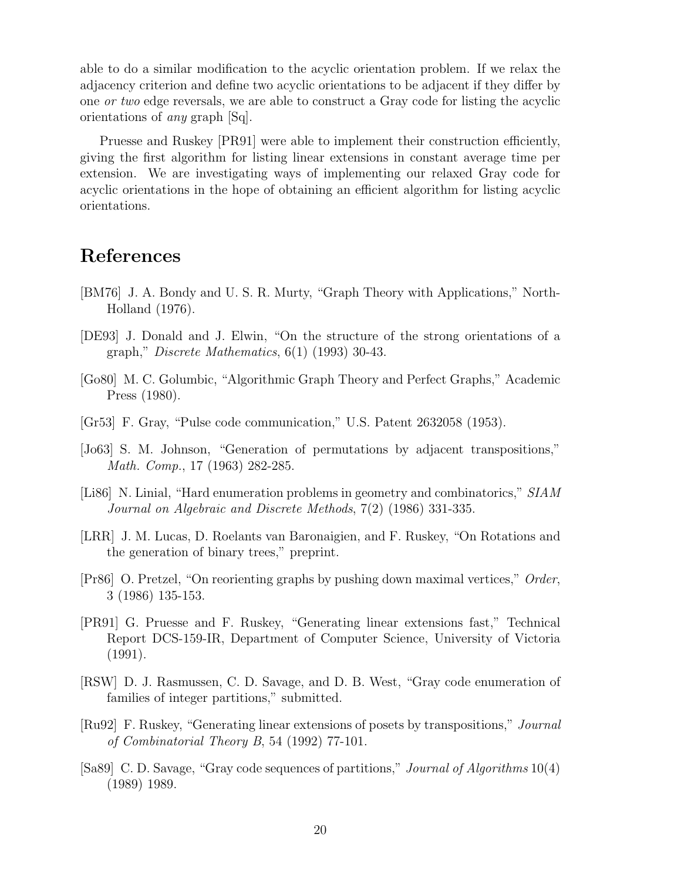able to do a similar modification to the acyclic orientation problem. If we relax the adjacency criterion and define two acyclic orientations to be adjacent if they differ by one *or two* edge reversals, we are able to construct a Gray code for listing the acyclic orientations of *any* graph [Sq].

Pruesse and Ruskey [PR91] were able to implement their construction efficiently, giving the first algorithm for listing linear extensions in constant average time per extension. We are investigating ways of implementing our relaxed Gray code for acyclic orientations in the hope of obtaining an efficient algorithm for listing acyclic orientations.

# References

[BM76] J. A. Bondy and U. S. R. Murty, "Graph Theory with Applications," North-Holland (1976).

[DE93] J. Donald and J. Elwin, "On the structure of the strong orientations of a graph," *Discrete Mathematics*, 6(1) (1993) 30-43.

[Go80] M. C. Golumbic, "Algorithmic Graph Theory and Perfect Graphs," Academic Press (1980).

[Gr53] F. Gray, "Pulse code communication," U.S. Patent 2632058 (1953).

[Jo63] S. M. Johnson, "Generation of permutations by adjacent transpositions," *Math. Comp.*, 17 (1963) 282-285.

[Li86] N. Linial, "Hard enumeration problems in geometry and combinatorics," *SIAM Journal on Algebraic and Discrete Methods*, 7(2) (1986) 331-335.

[LRR] J. M. Lucas, D. Roelants van Baronaigien, and F. Ruskey, "On Rotations and the generation of binary trees," preprint.

[Pr86] O. Pretzel, "On reorienting graphs by pushing down maximal vertices," *Order*, 3 (1986) 135-153.

[PR91] G. Pruesse and F. Ruskey, "Generating linear extensions fast," Technical Report DCS-159-IR, Department of Computer Science, University of Victoria (1991).

[RSW] D. J. Rasmussen, C. D. Savage, and D. B. West, "Gray code enumeration of families of integer partitions," submitted.

[Ru92] F. Ruskey, "Generating linear extensions of posets by transpositions," *Journal of Combinatorial Theory B*, 54 (1992) 77-101.

[Sa89] C. D. Savage, "Gray code sequences of partitions," *Journal of Algorithms* 10(4) (1989) 1989.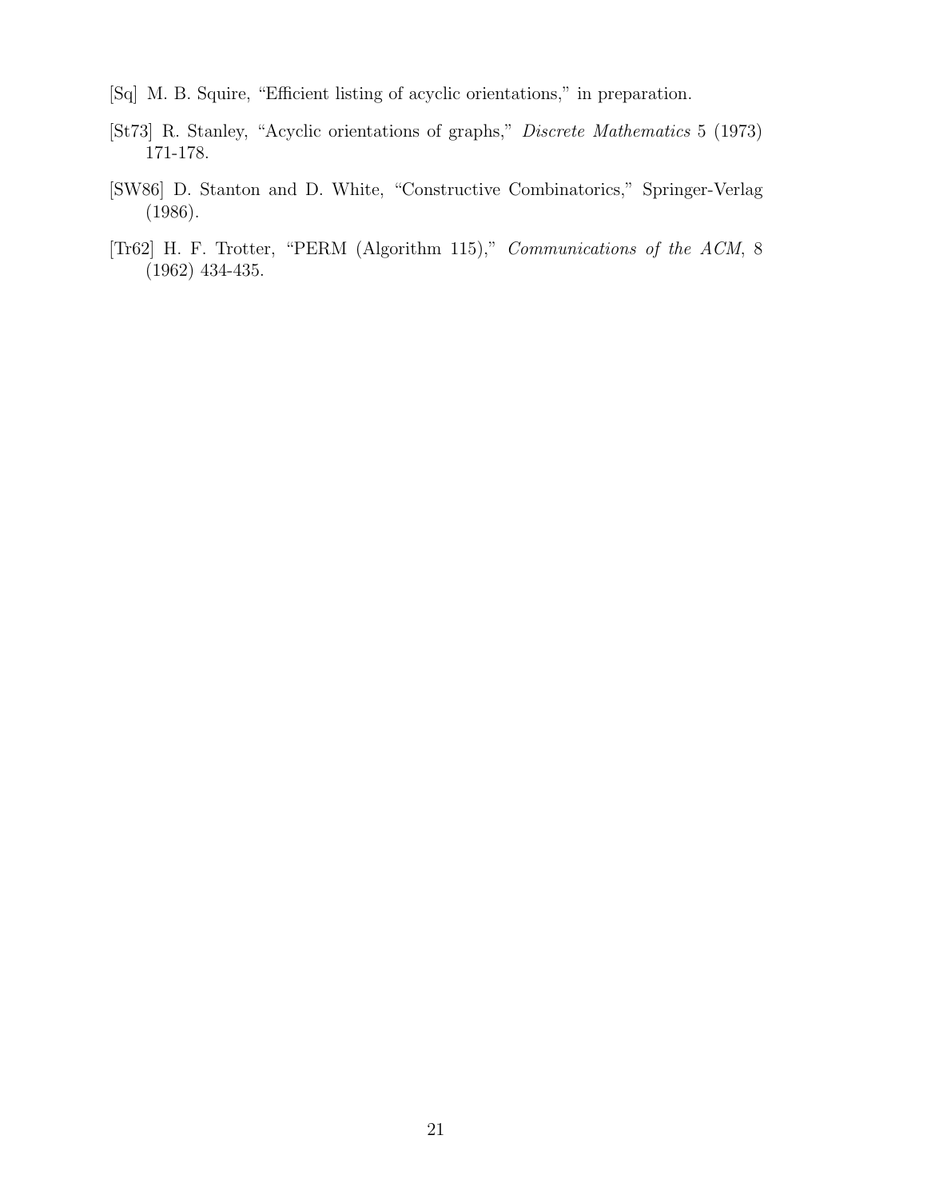[Sq] M. B. Squire, "Efficient listing of acyclic orientations," in preparation.

[St73] R. Stanley, "Acyclic orientations of graphs," *Discrete Mathematics* 5 (1973) 171-178.

[SW86] D. Stanton and D. White, "Constructive Combinatorics," Springer-Verlag (1986).

[Tr62] H. F. Trotter, "PERM (Algorithm 115)," *Communications of the ACM*, 8 (1962) 434-435.